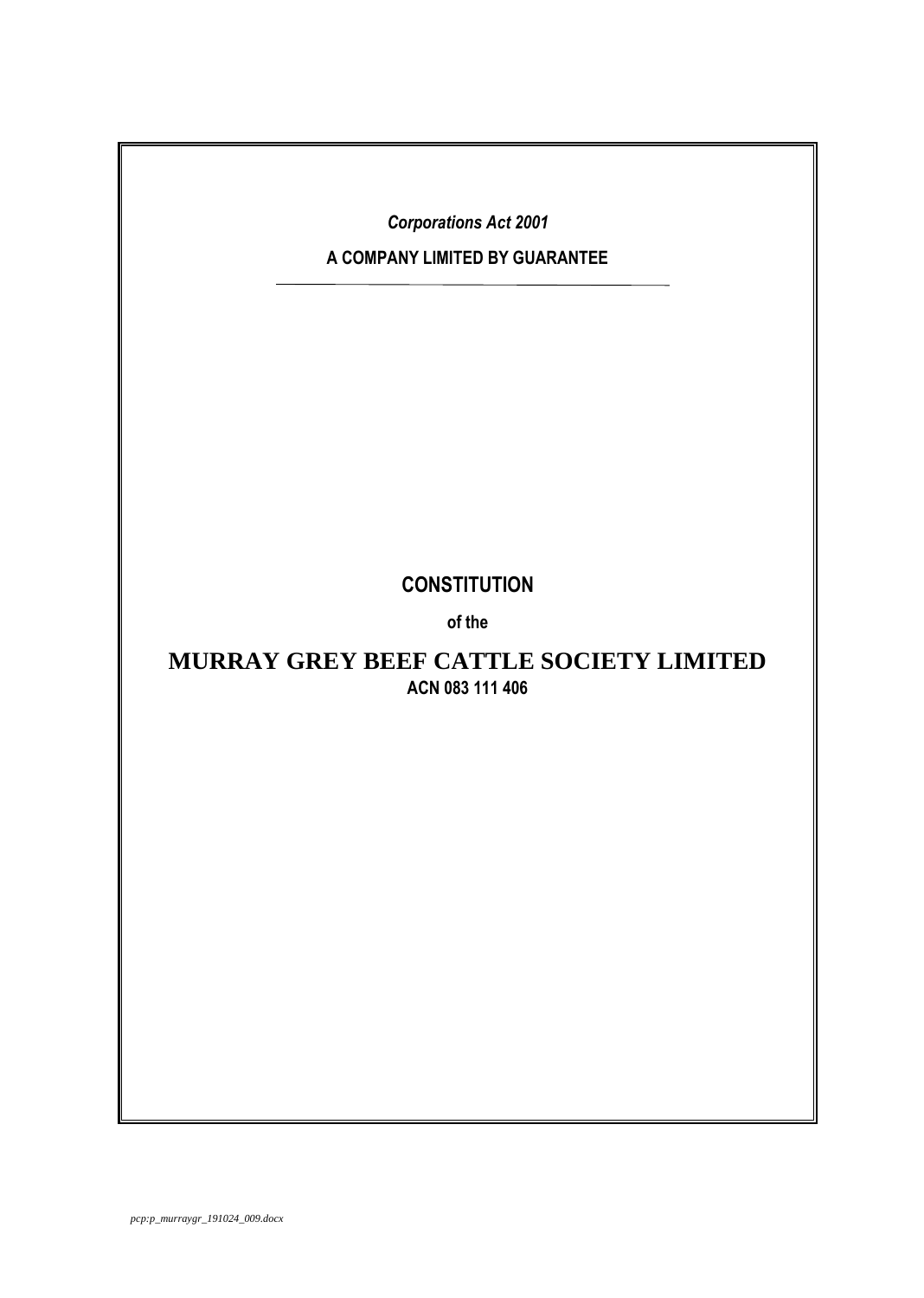*Corporations Act 2001*

**A COMPANY LIMITED BY GUARANTEE**

---

# CONSTITUTION

**of the**

# MURRAY GREY BEEF CATTLE SOCIETY LIMITED

**ACN 083 111 406**

*pcp:p_murraygr_191024_009.docx*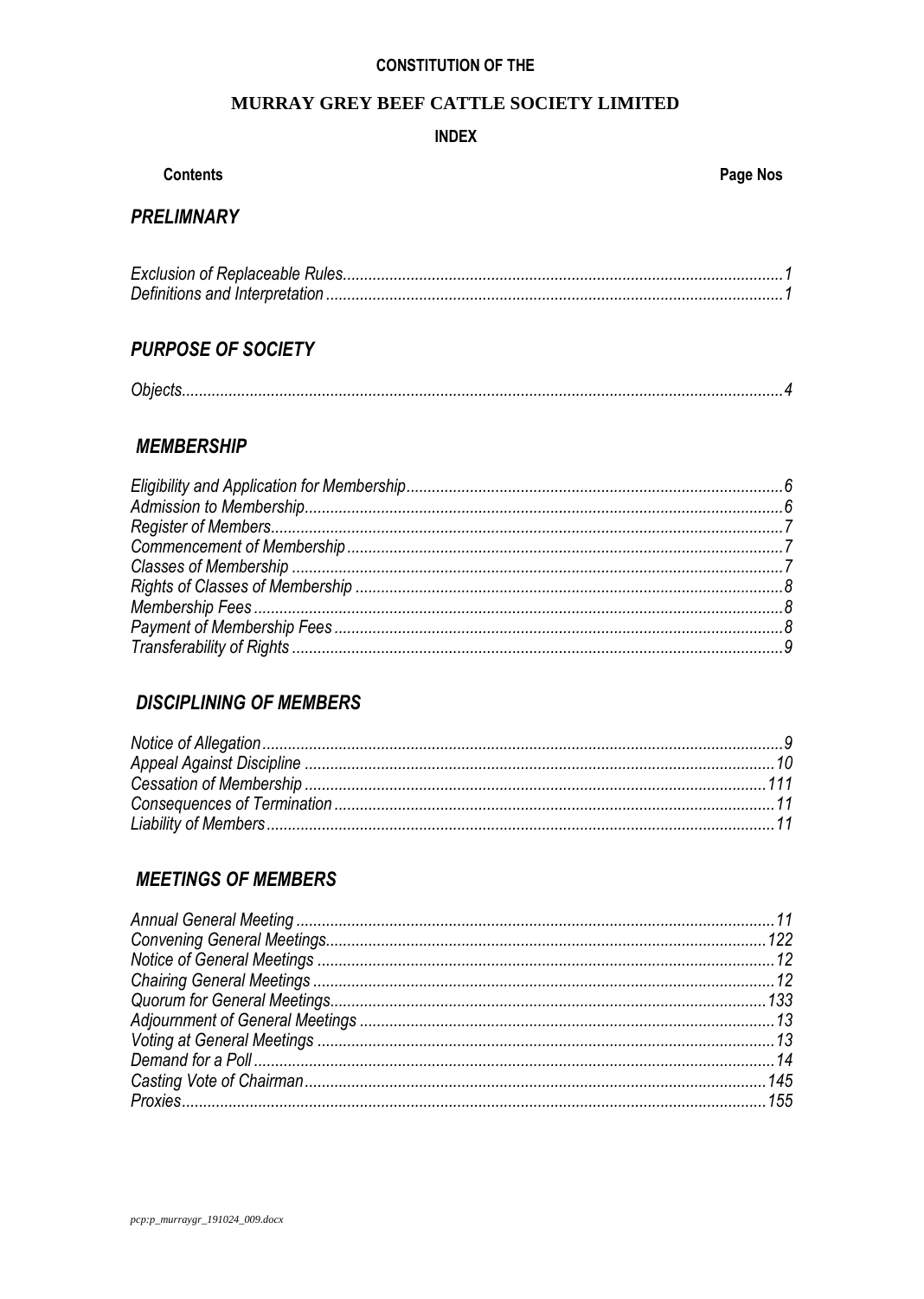**CONSTITUTION OF THE**

# MURRAY GREY BEEF CATTLE SOCIETY LIMITED

**INDEX**

| Contents | Page Nos |
|---|---|

## *PRELIMNARY*

*Exclusion of Replaceable Rules......................................................................................1*
*Definitions and Interpretation..........................................................................................1*

## *PURPOSE OF SOCIETY*

*Objects.............................................................................................................................4*

## *MEMBERSHIP*

*Eligibility and Application for Membership.......................................................................6*
*Admission to Membership...............................................................................................6*
*Register of Members.......................................................................................................7*
*Commencement of Membership.....................................................................................7*
*Classes of Membership...................................................................................................7*
*Rights of Classes of Membership....................................................................................8*
*Membership Fees...........................................................................................................8*
*Payment of Membership Fees........................................................................................8*
*Transferability of Rights..................................................................................................9*

## *DISCIPLINING OF MEMBERS*

*Notice of Allegation.........................................................................................................9*
*Appeal Against Discipline...............................................................................................10*
*Cessation of Membership.............................................................................................111*
*Consequences of Termination.......................................................................................11*
*Liability of Members.......................................................................................................11*

## *MEETINGS OF MEMBERS*

*Annual General Meeting.................................................................................................11*
*Convening General Meetings........................................................................................122*
*Notice of General Meetings............................................................................................12*
*Chairing General Meetings.............................................................................................12*
*Quorum for General Meetings.......................................................................................133*
*Adjournment of General Meetings..................................................................................13*
*Voting at General Meetings............................................................................................13*
*Demand for a Poll..........................................................................................................14*
*Casting Vote of Chairman.............................................................................................145*
*Proxies.........................................................................................................................155*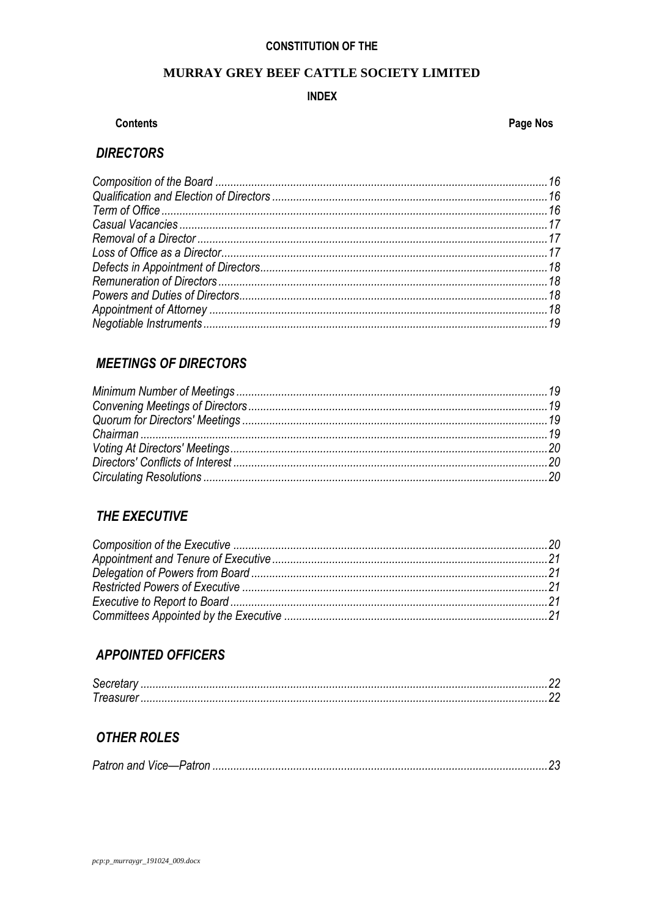**CONSTITUTION OF THE**

**MURRAY GREY BEEF CATTLE SOCIETY LIMITED**

**INDEX**

| Contents | Page Nos |
| --- | --- |
| ***DIRECTORS*** | |
| *Composition of the Board* | *16* |
| *Qualification and Election of Directors* | *16* |
| *Term of Office* | *16* |
| *Casual Vacancies* | *17* |
| *Removal of a Director* | *17* |
| *Loss of Office as a Director* | *17* |
| *Defects in Appointment of Directors* | *18* |
| *Remuneration of Directors* | *18* |
| *Powers and Duties of Directors* | *18* |
| *Appointment of Attorney* | *18* |
| *Negotiable Instruments* | *19* |
| ***MEETINGS OF DIRECTORS*** | |
| *Minimum Number of Meetings* | *19* |
| *Convening Meetings of Directors* | *19* |
| *Quorum for Directors' Meetings* | *19* |
| *Chairman* | *19* |
| *Voting At Directors' Meetings* | *20* |
| *Directors' Conflicts of Interest* | *20* |
| *Circulating Resolutions* | *20* |
| ***THE EXECUTIVE*** | |
| *Composition of the Executive* | *20* |
| *Appointment and Tenure of Executive* | *21* |
| *Delegation of Powers from Board* | *21* |
| *Restricted Powers of Executive* | *21* |
| *Executive to Report to Board* | *21* |
| *Committees Appointed by the Executive* | *21* |
| ***APPOINTED OFFICERS*** | |
| *Secretary* | *22* |
| *Treasurer* | *22* |
| ***OTHER ROLES*** | |
| *Patron and Vice—Patron* | *23* |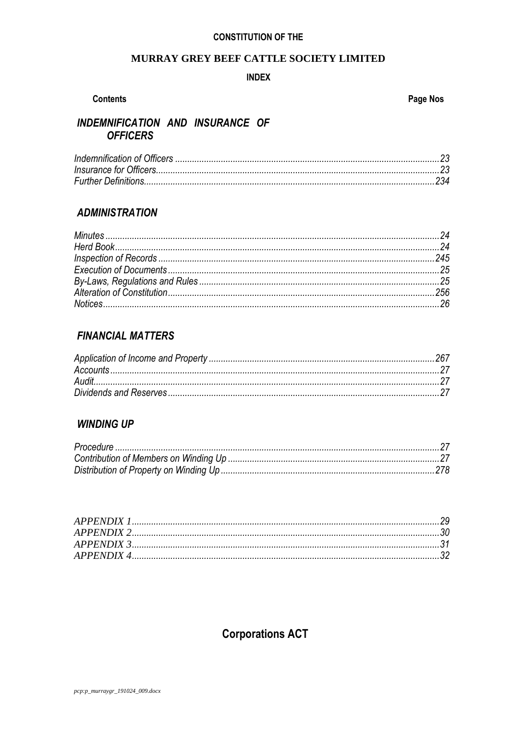**CONSTITUTION OF THE**

# MURRAY GREY BEEF CATTLE SOCIETY LIMITED

**INDEX**

| **Contents** | **Page Nos** |
| --- | --- |

## *INDEMNIFICATION AND INSURANCE OF OFFICERS*

| | |
| --- | --- |
| *Indemnification of Officers* | *23* |
| *Insurance for Officers* | *23* |
| *Further Definitions* | *234* |

## *ADMINISTRATION*

| | |
| --- | --- |
| *Minutes* | *24* |
| *Herd Book* | *24* |
| *Inspection of Records* | *245* |
| *Execution of Documents* | *25* |
| *By-Laws, Regulations and Rules* | *25* |
| *Alteration of Constitution* | *256* |
| *Notices* | *26* |

## *FINANCIAL MATTERS*

| | |
| --- | --- |
| *Application of Income and Property* | *267* |
| *Accounts* | *27* |
| *Audit* | *27* |
| *Dividends and Reserves* | *27* |

## *WINDING UP*

| | |
| --- | --- |
| *Procedure* | *27* |
| *Contribution of Members on Winding Up* | *27* |
| *Distribution of Property on Winding Up* | *278* |

| | |
| --- | --- |
| *APPENDIX 1* | *29* |
| *APPENDIX 2* | *30* |
| *APPENDIX 3* | *31* |
| *APPENDIX 4* | *32* |

## Corporations ACT

*pcp:p_murraygr_191024_009.docx*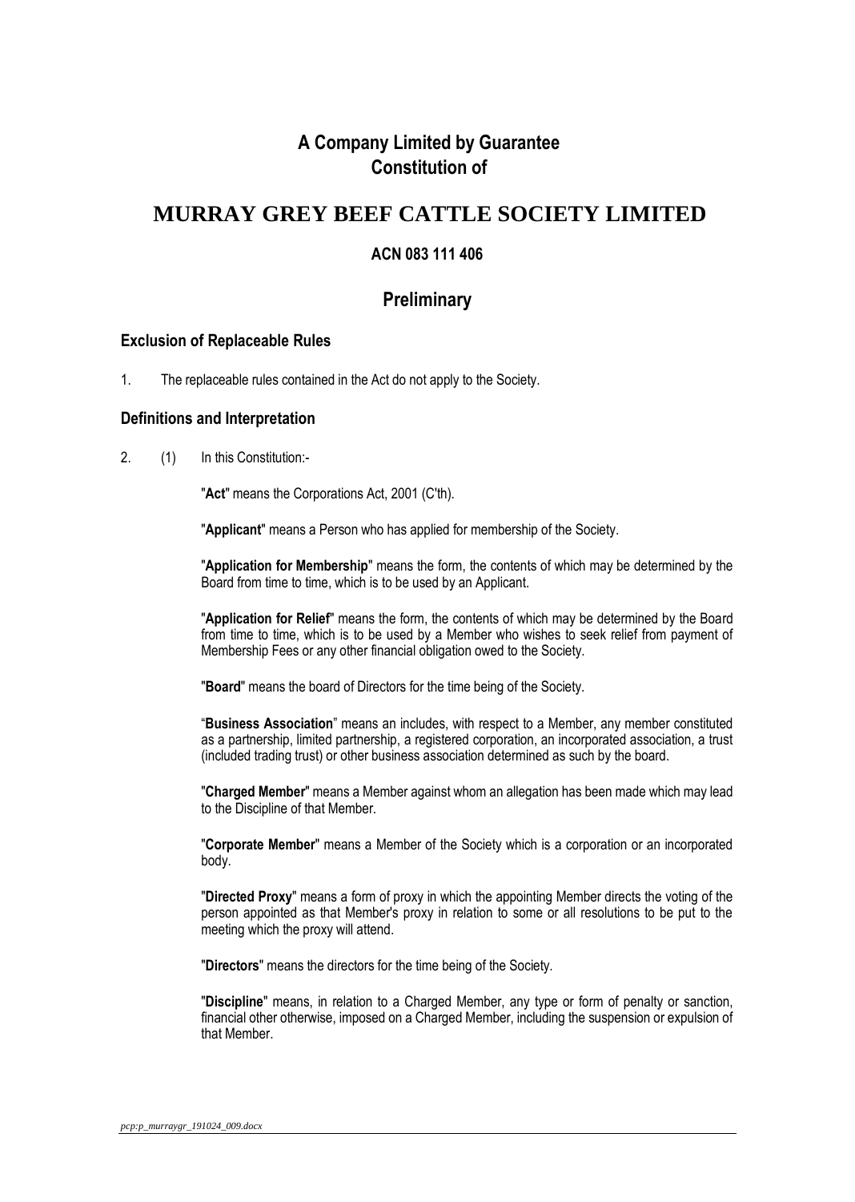# A Company Limited by Guarantee
# Constitution of

# MURRAY GREY BEEF CATTLE SOCIETY LIMITED

### ACN 083 111 406

## Preliminary

### Exclusion of Replaceable Rules

1. The replaceable rules contained in the Act do not apply to the Society.

### Definitions and Interpretation

2. (1) In this Constitution:-

"**Act**" means the Corporations Act, 2001 (C'th).

"**Applicant**" means a Person who has applied for membership of the Society.

"**Application for Membership**" means the form, the contents of which may be determined by the Board from time to time, which is to be used by an Applicant.

"**Application for Relief**" means the form, the contents of which may be determined by the Board from time to time, which is to be used by a Member who wishes to seek relief from payment of Membership Fees or any other financial obligation owed to the Society.

"**Board**" means the board of Directors for the time being of the Society.

"**Business Association**" means an includes, with respect to a Member, any member constituted as a partnership, limited partnership, a registered corporation, an incorporated association, a trust (included trading trust) or other business association determined as such by the board.

"**Charged Member**" means a Member against whom an allegation has been made which may lead to the Discipline of that Member.

"**Corporate Member**" means a Member of the Society which is a corporation or an incorporated body.

"**Directed Proxy**" means a form of proxy in which the appointing Member directs the voting of the person appointed as that Member's proxy in relation to some or all resolutions to be put to the meeting which the proxy will attend.

"**Directors**" means the directors for the time being of the Society.

"**Discipline**" means, in relation to a Charged Member, any type or form of penalty or sanction, financial other otherwise, imposed on a Charged Member, including the suspension or expulsion of that Member.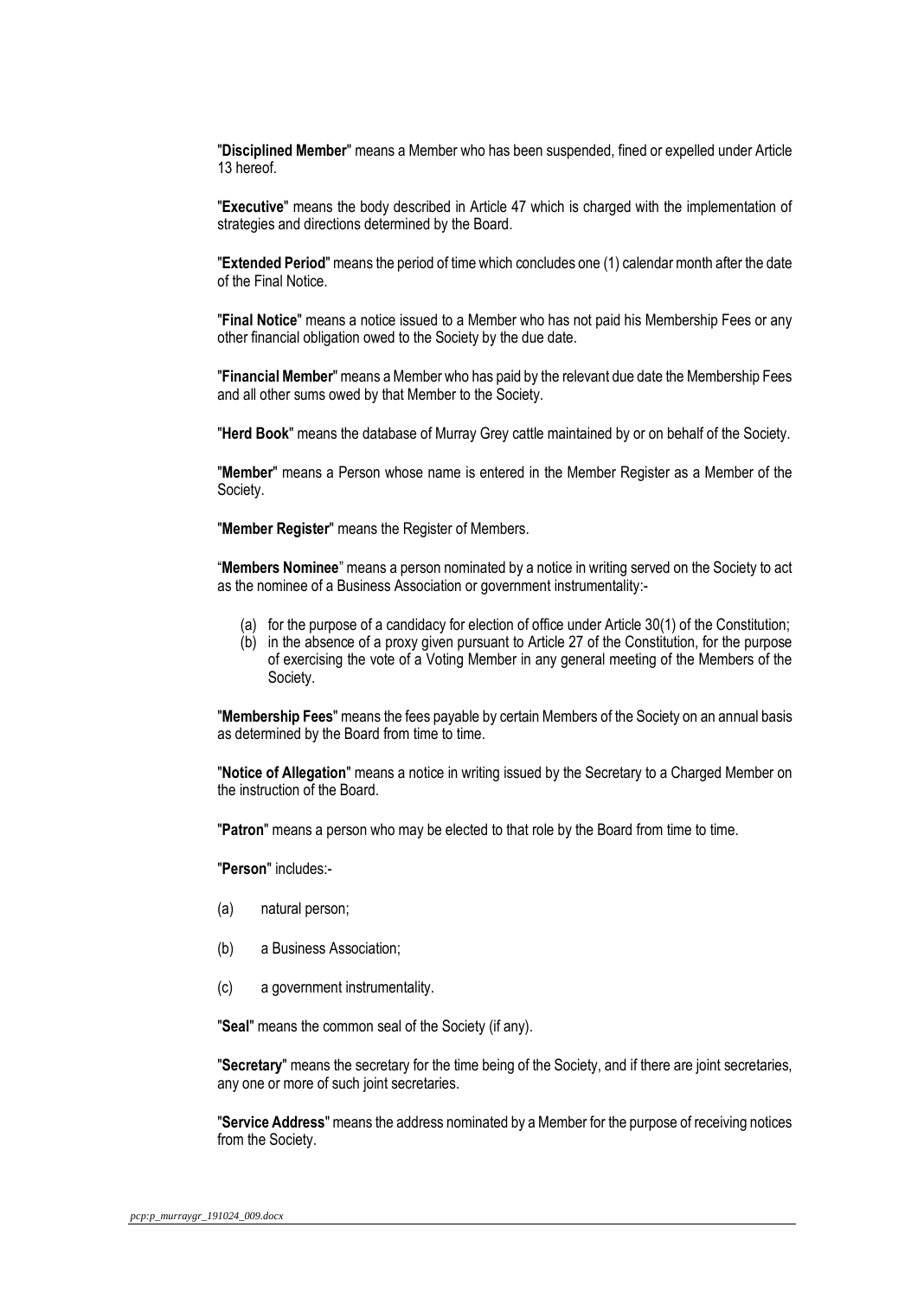"**Disciplined Member**" means a Member who has been suspended, fined or expelled under Article 13 hereof.

"**Executive**" means the body described in Article 47 which is charged with the implementation of strategies and directions determined by the Board.

"**Extended Period**" means the period of time which concludes one (1) calendar month after the date of the Final Notice.

"**Final Notice**" means a notice issued to a Member who has not paid his Membership Fees or any other financial obligation owed to the Society by the due date.

"**Financial Member**" means a Member who has paid by the relevant due date the Membership Fees and all other sums owed by that Member to the Society.

"**Herd Book**" means the database of Murray Grey cattle maintained by or on behalf of the Society.

"**Member**" means a Person whose name is entered in the Member Register as a Member of the Society.

"**Member Register**" means the Register of Members.

"**Members Nominee**" means a person nominated by a notice in writing served on the Society to act as the nominee of a Business Association or government instrumentality:-

(a) for the purpose of a candidacy for election of office under Article 30(1) of the Constitution;
(b) in the absence of a proxy given pursuant to Article 27 of the Constitution, for the purpose of exercising the vote of a Voting Member in any general meeting of the Members of the Society.

"**Membership Fees**" means the fees payable by certain Members of the Society on an annual basis as determined by the Board from time to time.

"**Notice of Allegation**" means a notice in writing issued by the Secretary to a Charged Member on the instruction of the Board.

"**Patron**" means a person who may be elected to that role by the Board from time to time.

"**Person**" includes:-

(a) natural person;

(b) a Business Association;

(c) a government instrumentality.

"**Seal**" means the common seal of the Society (if any).

"**Secretary**" means the secretary for the time being of the Society, and if there are joint secretaries, any one or more of such joint secretaries.

"**Service Address**" means the address nominated by a Member for the purpose of receiving notices from the Society.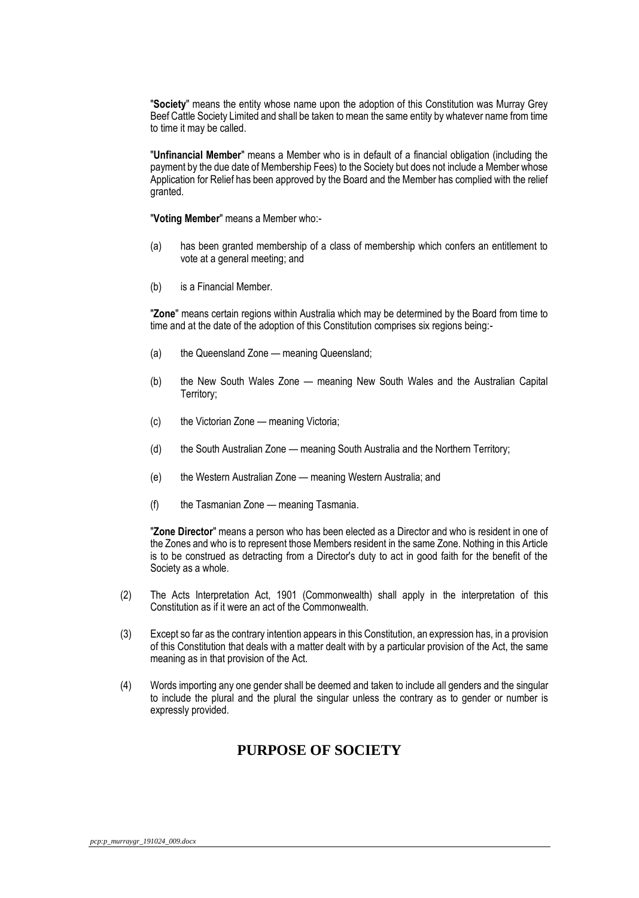"**Society**" means the entity whose name upon the adoption of this Constitution was Murray Grey Beef Cattle Society Limited and shall be taken to mean the same entity by whatever name from time to time it may be called.

"**Unfinancial Member**" means a Member who is in default of a financial obligation (including the payment by the due date of Membership Fees) to the Society but does not include a Member whose Application for Relief has been approved by the Board and the Member has complied with the relief granted.

"**Voting Member**" means a Member who:-

(a) has been granted membership of a class of membership which confers an entitlement to vote at a general meeting; and

(b) is a Financial Member.

"**Zone**" means certain regions within Australia which may be determined by the Board from time to time and at the date of the adoption of this Constitution comprises six regions being:-

(a) the Queensland Zone — meaning Queensland;

(b) the New South Wales Zone — meaning New South Wales and the Australian Capital Territory;

(c) the Victorian Zone — meaning Victoria;

(d) the South Australian Zone — meaning South Australia and the Northern Territory;

(e) the Western Australian Zone — meaning Western Australia; and

(f) the Tasmanian Zone — meaning Tasmania.

"**Zone Director**" means a person who has been elected as a Director and who is resident in one of the Zones and who is to represent those Members resident in the same Zone. Nothing in this Article is to be construed as detracting from a Director's duty to act in good faith for the benefit of the Society as a whole.

(2) The Acts Interpretation Act, 1901 (Commonwealth) shall apply in the interpretation of this Constitution as if it were an act of the Commonwealth.

(3) Except so far as the contrary intention appears in this Constitution, an expression has, in a provision of this Constitution that deals with a matter dealt with by a particular provision of the Act, the same meaning as in that provision of the Act.

(4) Words importing any one gender shall be deemed and taken to include all genders and the singular to include the plural and the plural the singular unless the contrary as to gender or number is expressly provided.

## PURPOSE OF SOCIETY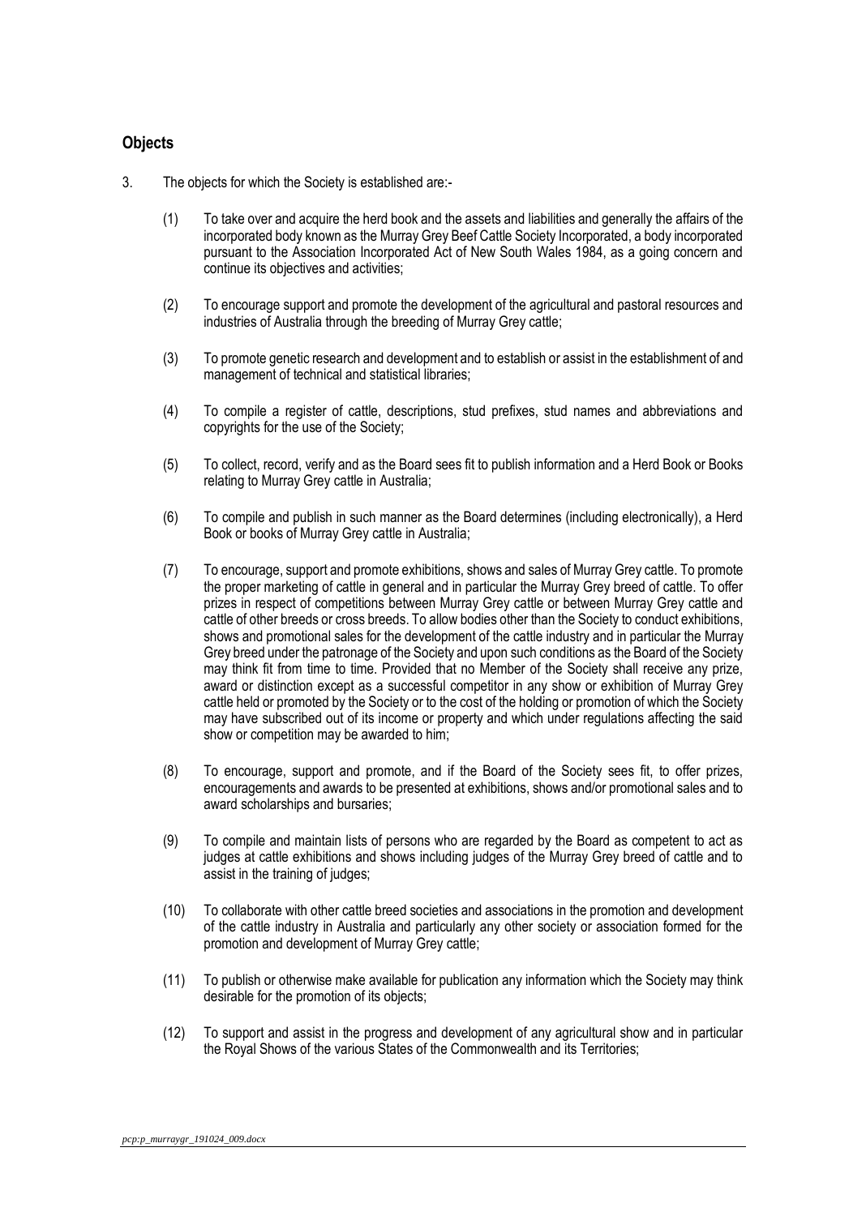## Objects

3. The objects for which the Society is established are:-

   (1) To take over and acquire the herd book and the assets and liabilities and generally the affairs of the incorporated body known as the Murray Grey Beef Cattle Society Incorporated, a body incorporated pursuant to the Association Incorporated Act of New South Wales 1984, as a going concern and continue its objectives and activities;

   (2) To encourage support and promote the development of the agricultural and pastoral resources and industries of Australia through the breeding of Murray Grey cattle;

   (3) To promote genetic research and development and to establish or assist in the establishment of and management of technical and statistical libraries;

   (4) To compile a register of cattle, descriptions, stud prefixes, stud names and abbreviations and copyrights for the use of the Society;

   (5) To collect, record, verify and as the Board sees fit to publish information and a Herd Book or Books relating to Murray Grey cattle in Australia;

   (6) To compile and publish in such manner as the Board determines (including electronically), a Herd Book or books of Murray Grey cattle in Australia;

   (7) To encourage, support and promote exhibitions, shows and sales of Murray Grey cattle. To promote the proper marketing of cattle in general and in particular the Murray Grey breed of cattle. To offer prizes in respect of competitions between Murray Grey cattle or between Murray Grey cattle and cattle of other breeds or cross breeds. To allow bodies other than the Society to conduct exhibitions, shows and promotional sales for the development of the cattle industry and in particular the Murray Grey breed under the patronage of the Society and upon such conditions as the Board of the Society may think fit from time to time. Provided that no Member of the Society shall receive any prize, award or distinction except as a successful competitor in any show or exhibition of Murray Grey cattle held or promoted by the Society or to the cost of the holding or promotion of which the Society may have subscribed out of its income or property and which under regulations affecting the said show or competition may be awarded to him;

   (8) To encourage, support and promote, and if the Board of the Society sees fit, to offer prizes, encouragements and awards to be presented at exhibitions, shows and/or promotional sales and to award scholarships and bursaries;

   (9) To compile and maintain lists of persons who are regarded by the Board as competent to act as judges at cattle exhibitions and shows including judges of the Murray Grey breed of cattle and to assist in the training of judges;

   (10) To collaborate with other cattle breed societies and associations in the promotion and development of the cattle industry in Australia and particularly any other society or association formed for the promotion and development of Murray Grey cattle;

   (11) To publish or otherwise make available for publication any information which the Society may think desirable for the promotion of its objects;

   (12) To support and assist in the progress and development of any agricultural show and in particular the Royal Shows of the various States of the Commonwealth and its Territories;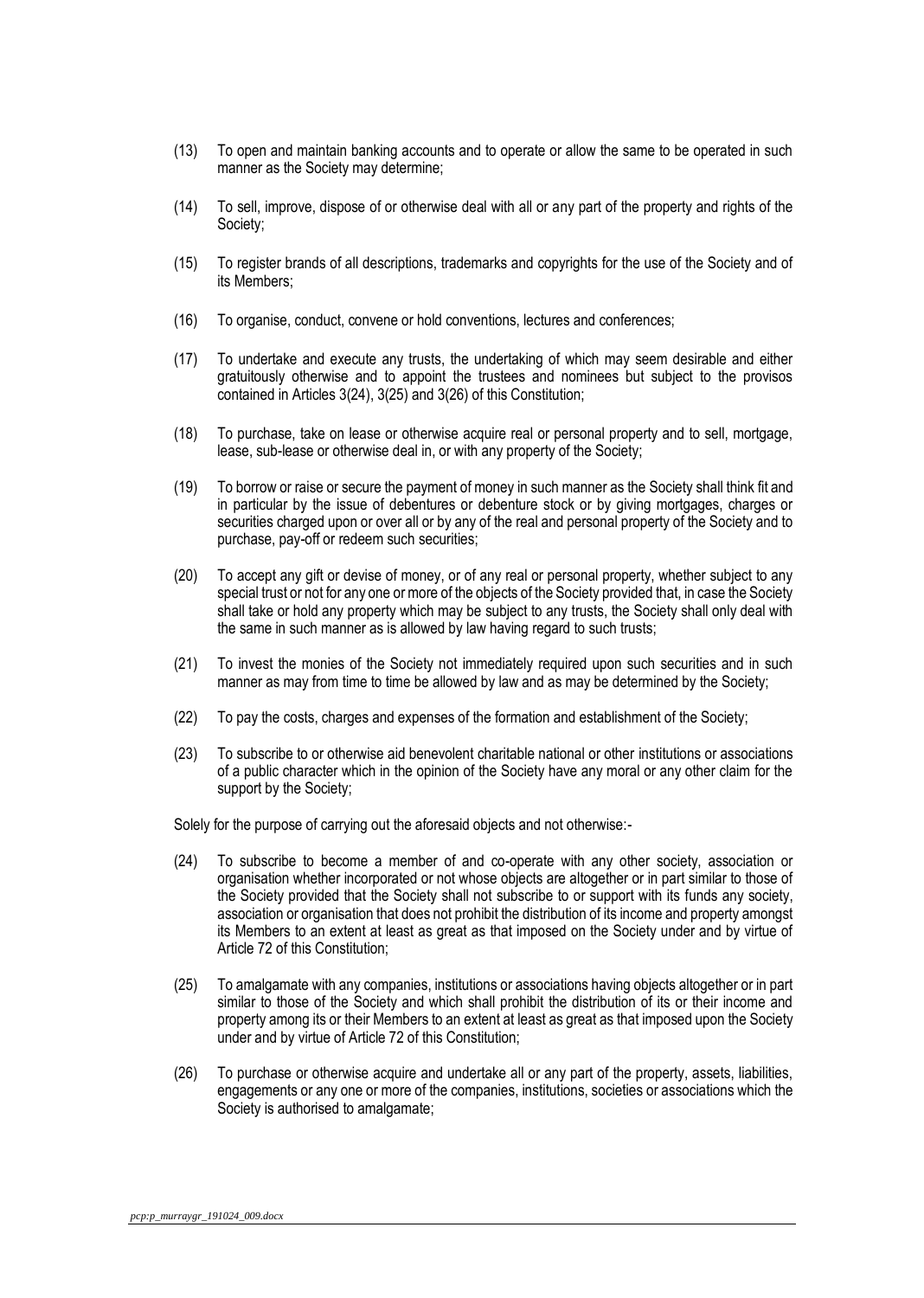(13) To open and maintain banking accounts and to operate or allow the same to be operated in such manner as the Society may determine;

(14) To sell, improve, dispose of or otherwise deal with all or any part of the property and rights of the Society;

(15) To register brands of all descriptions, trademarks and copyrights for the use of the Society and of its Members;

(16) To organise, conduct, convene or hold conventions, lectures and conferences;

(17) To undertake and execute any trusts, the undertaking of which may seem desirable and either gratuitously otherwise and to appoint the trustees and nominees but subject to the provisos contained in Articles 3(24), 3(25) and 3(26) of this Constitution;

(18) To purchase, take on lease or otherwise acquire real or personal property and to sell, mortgage, lease, sub-lease or otherwise deal in, or with any property of the Society;

(19) To borrow or raise or secure the payment of money in such manner as the Society shall think fit and in particular by the issue of debentures or debenture stock or by giving mortgages, charges or securities charged upon or over all or by any of the real and personal property of the Society and to purchase, pay-off or redeem such securities;

(20) To accept any gift or devise of money, or of any real or personal property, whether subject to any special trust or not for any one or more of the objects of the Society provided that, in case the Society shall take or hold any property which may be subject to any trusts, the Society shall only deal with the same in such manner as is allowed by law having regard to such trusts;

(21) To invest the monies of the Society not immediately required upon such securities and in such manner as may from time to time be allowed by law and as may be determined by the Society;

(22) To pay the costs, charges and expenses of the formation and establishment of the Society;

(23) To subscribe to or otherwise aid benevolent charitable national or other institutions or associations of a public character which in the opinion of the Society have any moral or any other claim for the support by the Society;

Solely for the purpose of carrying out the aforesaid objects and not otherwise:-

(24) To subscribe to become a member of and co-operate with any other society, association or organisation whether incorporated or not whose objects are altogether or in part similar to those of the Society provided that the Society shall not subscribe to or support with its funds any society, association or organisation that does not prohibit the distribution of its income and property amongst its Members to an extent at least as great as that imposed on the Society under and by virtue of Article 72 of this Constitution;

(25) To amalgamate with any companies, institutions or associations having objects altogether or in part similar to those of the Society and which shall prohibit the distribution of its or their income and property among its or their Members to an extent at least as great as that imposed upon the Society under and by virtue of Article 72 of this Constitution;

(26) To purchase or otherwise acquire and undertake all or any part of the property, assets, liabilities, engagements or any one or more of the companies, institutions, societies or associations which the Society is authorised to amalgamate;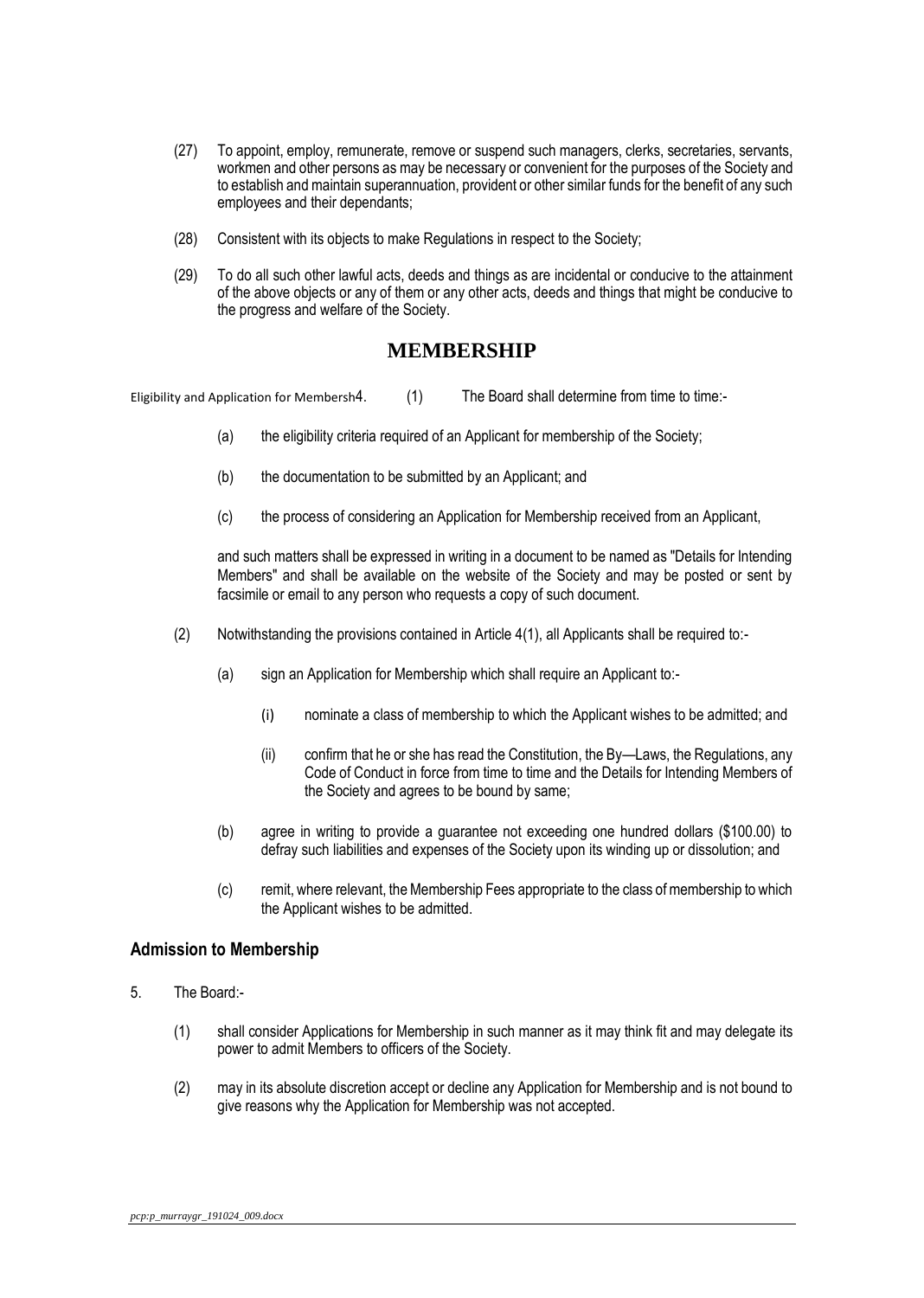(27) To appoint, employ, remunerate, remove or suspend such managers, clerks, secretaries, servants, workmen and other persons as may be necessary or convenient for the purposes of the Society and to establish and maintain superannuation, provident or other similar funds for the benefit of any such employees and their dependants;

(28) Consistent with its objects to make Regulations in respect to the Society;

(29) To do all such other lawful acts, deeds and things as are incidental or conducive to the attainment of the above objects or any of them or any other acts, deeds and things that might be conducive to the progress and welfare of the Society.

## MEMBERSHIP

Eligibility and Application for Membersh4. (1) The Board shall determine from time to time:-

(a) the eligibility criteria required of an Applicant for membership of the Society;

(b) the documentation to be submitted by an Applicant; and

(c) the process of considering an Application for Membership received from an Applicant,

and such matters shall be expressed in writing in a document to be named as "Details for Intending Members" and shall be available on the website of the Society and may be posted or sent by facsimile or email to any person who requests a copy of such document.

(2) Notwithstanding the provisions contained in Article 4(1), all Applicants shall be required to:-

(a) sign an Application for Membership which shall require an Applicant to:-

(i) nominate a class of membership to which the Applicant wishes to be admitted; and

(ii) confirm that he or she has read the Constitution, the By—Laws, the Regulations, any Code of Conduct in force from time to time and the Details for Intending Members of the Society and agrees to be bound by same;

(b) agree in writing to provide a guarantee not exceeding one hundred dollars ($100.00) to defray such liabilities and expenses of the Society upon its winding up or dissolution; and

(c) remit, where relevant, the Membership Fees appropriate to the class of membership to which the Applicant wishes to be admitted.

### Admission to Membership

5. The Board:-

(1) shall consider Applications for Membership in such manner as it may think fit and may delegate its power to admit Members to officers of the Society.

(2) may in its absolute discretion accept or decline any Application for Membership and is not bound to give reasons why the Application for Membership was not accepted.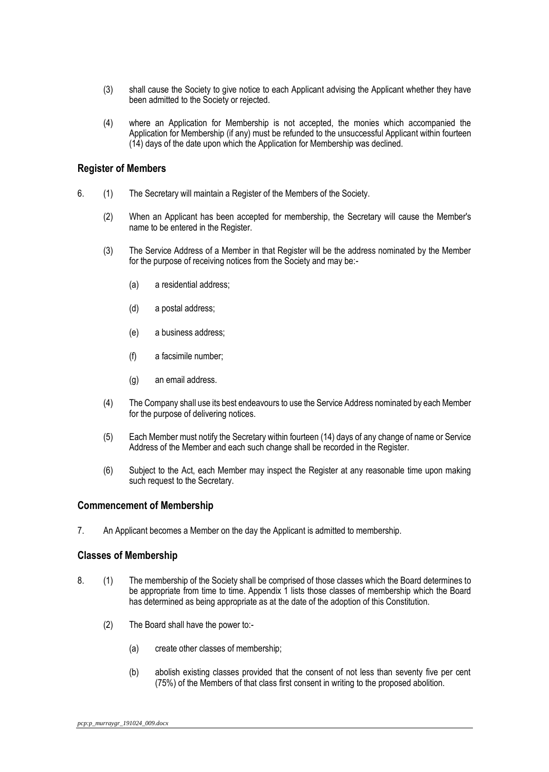(3) shall cause the Society to give notice to each Applicant advising the Applicant whether they have been admitted to the Society or rejected.

(4) where an Application for Membership is not accepted, the monies which accompanied the Application for Membership (if any) must be refunded to the unsuccessful Applicant within fourteen (14) days of the date upon which the Application for Membership was declined.

### Register of Members

6. (1) The Secretary will maintain a Register of the Members of the Society.

   (2) When an Applicant has been accepted for membership, the Secretary will cause the Member's name to be entered in the Register.

   (3) The Service Address of a Member in that Register will be the address nominated by the Member for the purpose of receiving notices from the Society and may be:-

      (a) a residential address;

      (d) a postal address;

      (e) a business address;

      (f) a facsimile number;

      (g) an email address.

   (4) The Company shall use its best endeavours to use the Service Address nominated by each Member for the purpose of delivering notices.

   (5) Each Member must notify the Secretary within fourteen (14) days of any change of name or Service Address of the Member and each such change shall be recorded in the Register.

   (6) Subject to the Act, each Member may inspect the Register at any reasonable time upon making such request to the Secretary.

### Commencement of Membership

7. An Applicant becomes a Member on the day the Applicant is admitted to membership.

### Classes of Membership

8. (1) The membership of the Society shall be comprised of those classes which the Board determines to be appropriate from time to time. Appendix 1 lists those classes of membership which the Board has determined as being appropriate as at the date of the adoption of this Constitution.

   (2) The Board shall have the power to:-

      (a) create other classes of membership;

      (b) abolish existing classes provided that the consent of not less than seventy five per cent (75%) of the Members of that class first consent in writing to the proposed abolition.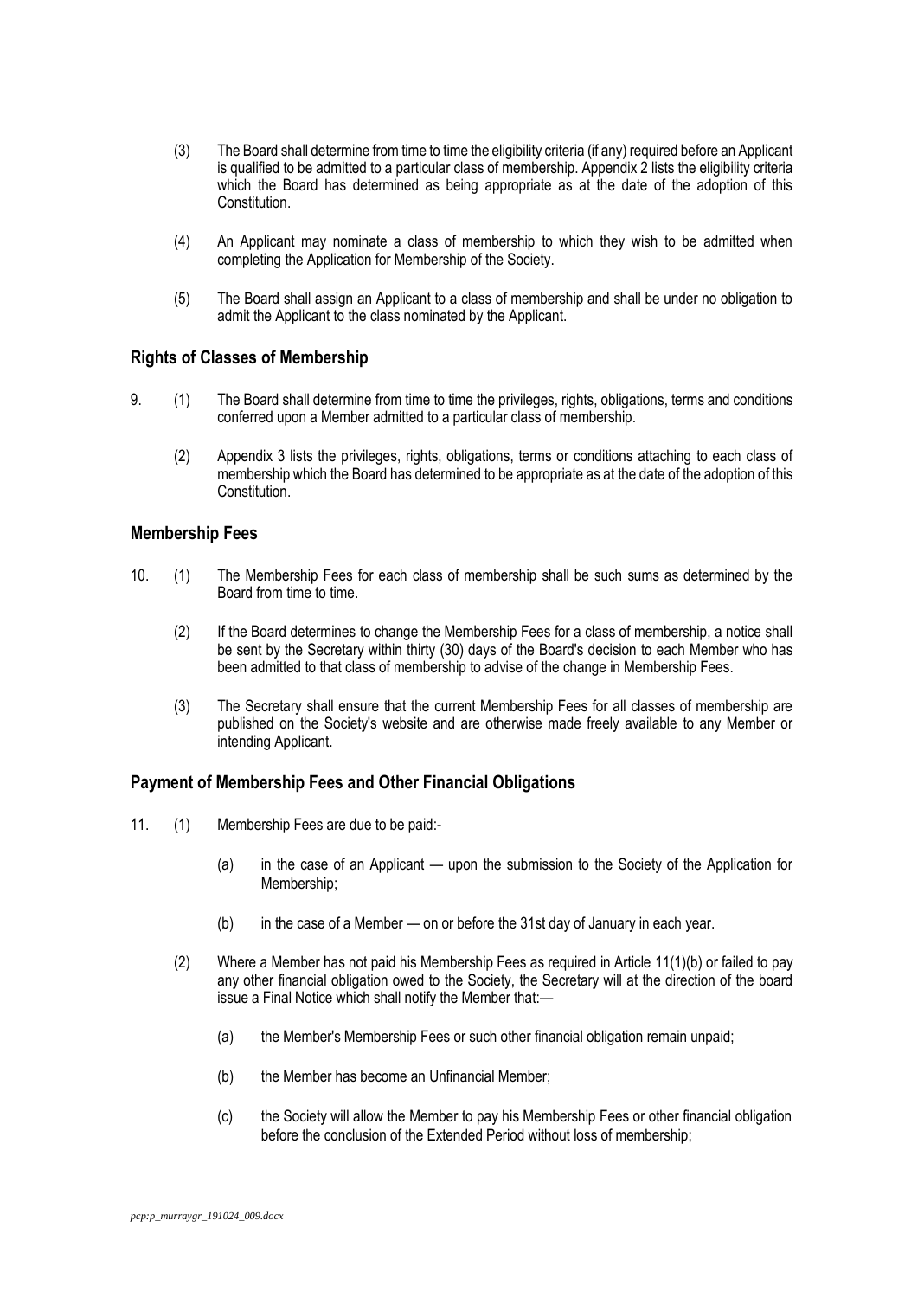(3) The Board shall determine from time to time the eligibility criteria (if any) required before an Applicant is qualified to be admitted to a particular class of membership. Appendix 2 lists the eligibility criteria which the Board has determined as being appropriate as at the date of the adoption of this Constitution.

(4) An Applicant may nominate a class of membership to which they wish to be admitted when completing the Application for Membership of the Society.

(5) The Board shall assign an Applicant to a class of membership and shall be under no obligation to admit the Applicant to the class nominated by the Applicant.

## Rights of Classes of Membership

9. (1) The Board shall determine from time to time the privileges, rights, obligations, terms and conditions conferred upon a Member admitted to a particular class of membership.

(2) Appendix 3 lists the privileges, rights, obligations, terms or conditions attaching to each class of membership which the Board has determined to be appropriate as at the date of the adoption of this Constitution.

## Membership Fees

10. (1) The Membership Fees for each class of membership shall be such sums as determined by the Board from time to time.

(2) If the Board determines to change the Membership Fees for a class of membership, a notice shall be sent by the Secretary within thirty (30) days of the Board's decision to each Member who has been admitted to that class of membership to advise of the change in Membership Fees.

(3) The Secretary shall ensure that the current Membership Fees for all classes of membership are published on the Society's website and are otherwise made freely available to any Member or intending Applicant.

## Payment of Membership Fees and Other Financial Obligations

11. (1) Membership Fees are due to be paid:-

(a) in the case of an Applicant — upon the submission to the Society of the Application for Membership;

(b) in the case of a Member — on or before the 31st day of January in each year.

(2) Where a Member has not paid his Membership Fees as required in Article 11(1)(b) or failed to pay any other financial obligation owed to the Society, the Secretary will at the direction of the board issue a Final Notice which shall notify the Member that:—

(a) the Member's Membership Fees or such other financial obligation remain unpaid;

(b) the Member has become an Unfinancial Member;

(c) the Society will allow the Member to pay his Membership Fees or other financial obligation before the conclusion of the Extended Period without loss of membership;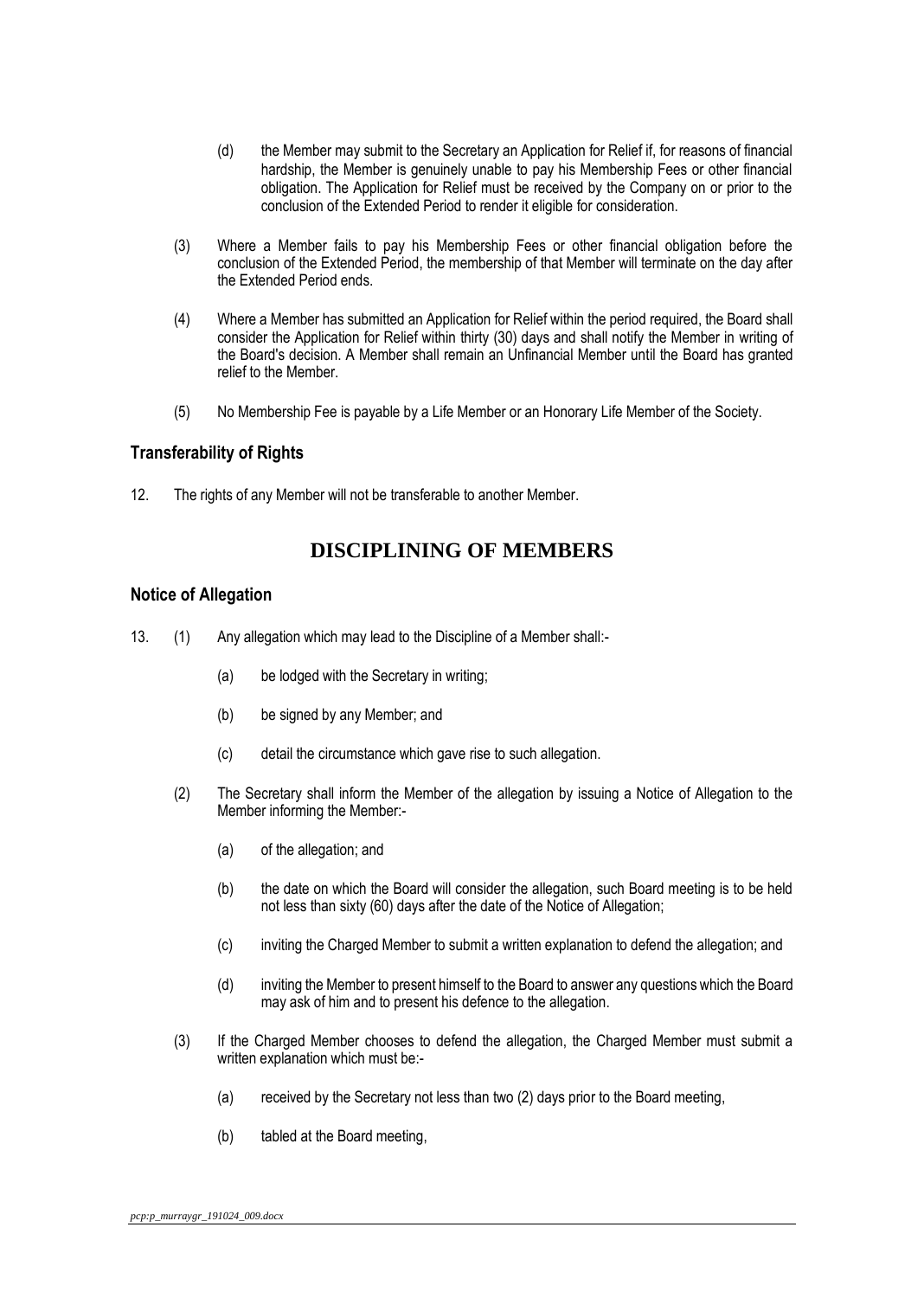(d) the Member may submit to the Secretary an Application for Relief if, for reasons of financial hardship, the Member is genuinely unable to pay his Membership Fees or other financial obligation. The Application for Relief must be received by the Company on or prior to the conclusion of the Extended Period to render it eligible for consideration.

(3) Where a Member fails to pay his Membership Fees or other financial obligation before the conclusion of the Extended Period, the membership of that Member will terminate on the day after the Extended Period ends.

(4) Where a Member has submitted an Application for Relief within the period required, the Board shall consider the Application for Relief within thirty (30) days and shall notify the Member in writing of the Board's decision. A Member shall remain an Unfinancial Member until the Board has granted relief to the Member.

(5) No Membership Fee is payable by a Life Member or an Honorary Life Member of the Society.

### Transferability of Rights

12. The rights of any Member will not be transferable to another Member.

## DISCIPLINING OF MEMBERS

### Notice of Allegation

13. (1) Any allegation which may lead to the Discipline of a Member shall:-

    (a) be lodged with the Secretary in writing;

    (b) be signed by any Member; and

    (c) detail the circumstance which gave rise to such allegation.

(2) The Secretary shall inform the Member of the allegation by issuing a Notice of Allegation to the Member informing the Member:-

    (a) of the allegation; and

    (b) the date on which the Board will consider the allegation, such Board meeting is to be held not less than sixty (60) days after the date of the Notice of Allegation;

    (c) inviting the Charged Member to submit a written explanation to defend the allegation; and

    (d) inviting the Member to present himself to the Board to answer any questions which the Board may ask of him and to present his defence to the allegation.

(3) If the Charged Member chooses to defend the allegation, the Charged Member must submit a written explanation which must be:-

    (a) received by the Secretary not less than two (2) days prior to the Board meeting,

    (b) tabled at the Board meeting,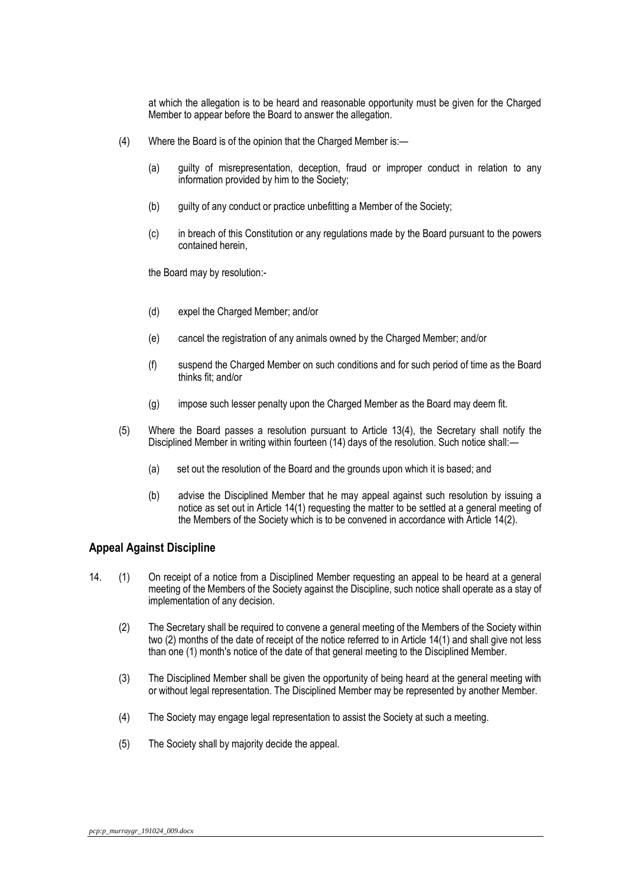at which the allegation is to be heard and reasonable opportunity must be given for the Charged Member to appear before the Board to answer the allegation.

(4) Where the Board is of the opinion that the Charged Member is:—

(a) guilty of misrepresentation, deception, fraud or improper conduct in relation to any information provided by him to the Society;

(b) guilty of any conduct or practice unbefitting a Member of the Society;

(c) in breach of this Constitution or any regulations made by the Board pursuant to the powers contained herein,

the Board may by resolution:-

(d) expel the Charged Member; and/or

(e) cancel the registration of any animals owned by the Charged Member; and/or

(f) suspend the Charged Member on such conditions and for such period of time as the Board thinks fit; and/or

(g) impose such lesser penalty upon the Charged Member as the Board may deem fit.

(5) Where the Board passes a resolution pursuant to Article 13(4), the Secretary shall notify the Disciplined Member in writing within fourteen (14) days of the resolution. Such notice shall:—

(a) set out the resolution of the Board and the grounds upon which it is based; and

(b) advise the Disciplined Member that he may appeal against such resolution by issuing a notice as set out in Article 14(1) requesting the matter to be settled at a general meeting of the Members of the Society which is to be convened in accordance with Article 14(2).

## Appeal Against Discipline

14. (1) On receipt of a notice from a Disciplined Member requesting an appeal to be heard at a general meeting of the Members of the Society against the Discipline, such notice shall operate as a stay of implementation of any decision.

(2) The Secretary shall be required to convene a general meeting of the Members of the Society within two (2) months of the date of receipt of the notice referred to in Article 14(1) and shall give not less than one (1) month's notice of the date of that general meeting to the Disciplined Member.

(3) The Disciplined Member shall be given the opportunity of being heard at the general meeting with or without legal representation. The Disciplined Member may be represented by another Member.

(4) The Society may engage legal representation to assist the Society at such a meeting.

(5) The Society shall by majority decide the appeal.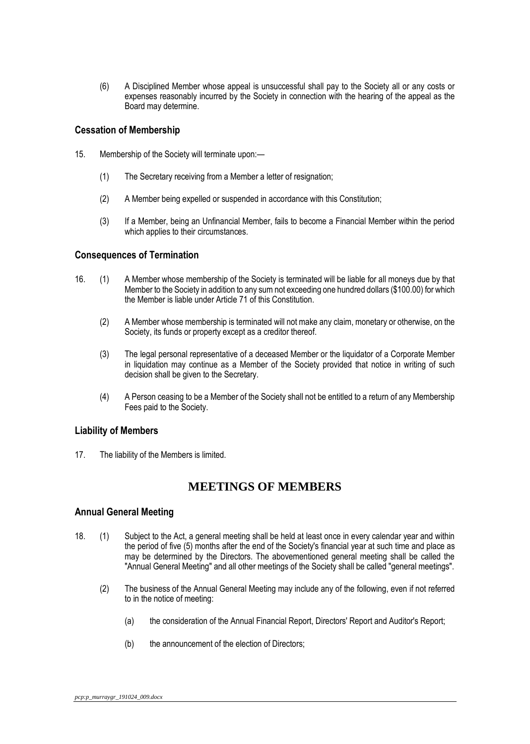(6) A Disciplined Member whose appeal is unsuccessful shall pay to the Society all or any costs or expenses reasonably incurred by the Society in connection with the hearing of the appeal as the Board may determine.

### Cessation of Membership

15. Membership of the Society will terminate upon:—

    (1) The Secretary receiving from a Member a letter of resignation;

    (2) A Member being expelled or suspended in accordance with this Constitution;

    (3) If a Member, being an Unfinancial Member, fails to become a Financial Member within the period which applies to their circumstances.

### Consequences of Termination

16. (1) A Member whose membership of the Society is terminated will be liable for all moneys due by that Member to the Society in addition to any sum not exceeding one hundred dollars ($100.00) for which the Member is liable under Article 71 of this Constitution.

    (2) A Member whose membership is terminated will not make any claim, monetary or otherwise, on the Society, its funds or property except as a creditor thereof.

    (3) The legal personal representative of a deceased Member or the liquidator of a Corporate Member in liquidation may continue as a Member of the Society provided that notice in writing of such decision shall be given to the Secretary.

    (4) A Person ceasing to be a Member of the Society shall not be entitled to a return of any Membership Fees paid to the Society.

### Liability of Members

17. The liability of the Members is limited.

## MEETINGS OF MEMBERS

### Annual General Meeting

18. (1) Subject to the Act, a general meeting shall be held at least once in every calendar year and within the period of five (5) months after the end of the Society's financial year at such time and place as may be determined by the Directors. The abovementioned general meeting shall be called the "Annual General Meeting" and all other meetings of the Society shall be called "general meetings".

    (2) The business of the Annual General Meeting may include any of the following, even if not referred to in the notice of meeting:

        (a) the consideration of the Annual Financial Report, Directors' Report and Auditor's Report;

        (b) the announcement of the election of Directors;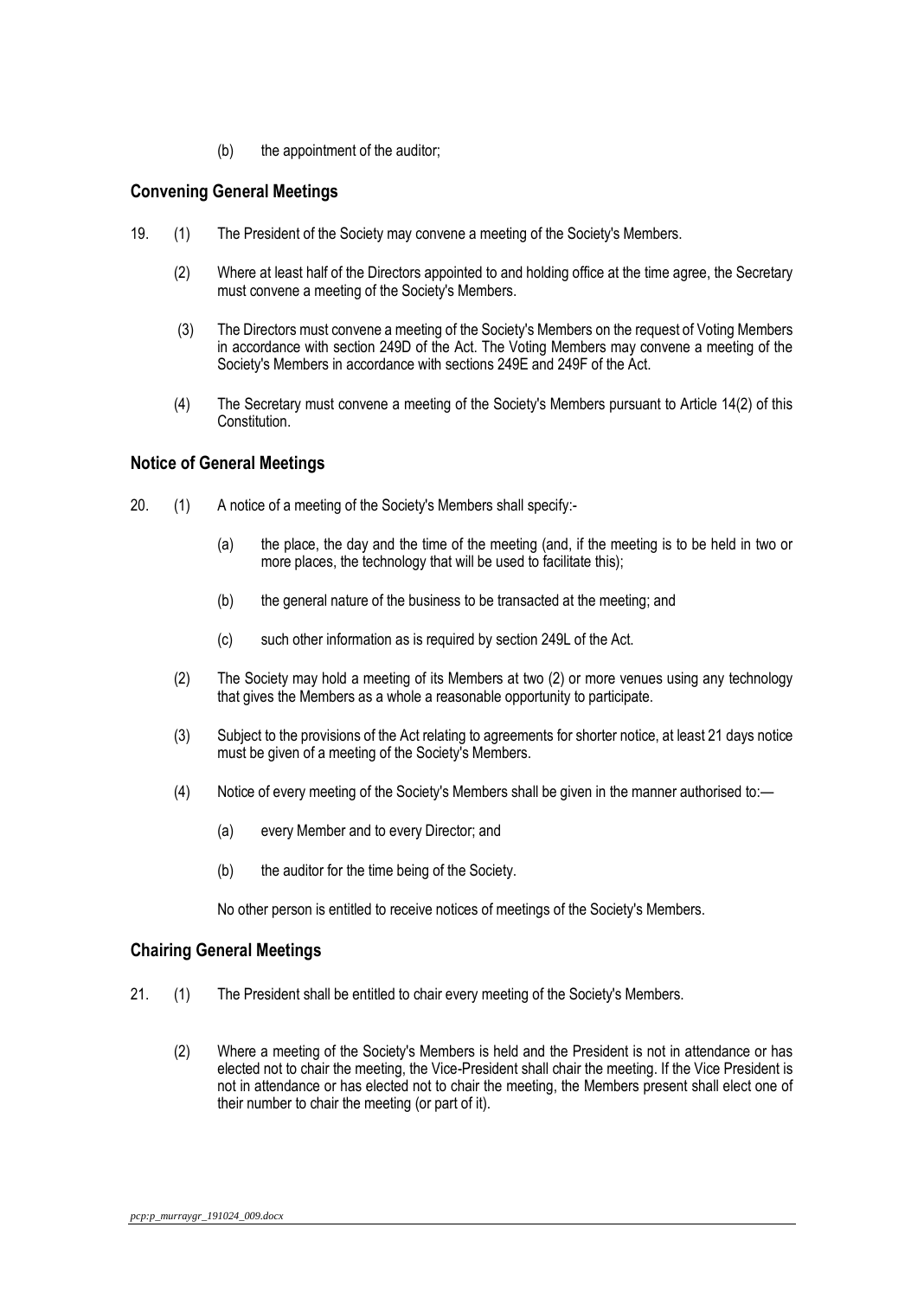(b) the appointment of the auditor;

## Convening General Meetings

19. (1) The President of the Society may convene a meeting of the Society's Members.

    (2) Where at least half of the Directors appointed to and holding office at the time agree, the Secretary must convene a meeting of the Society's Members.

    (3) The Directors must convene a meeting of the Society's Members on the request of Voting Members in accordance with section 249D of the Act. The Voting Members may convene a meeting of the Society's Members in accordance with sections 249E and 249F of the Act.

    (4) The Secretary must convene a meeting of the Society's Members pursuant to Article 14(2) of this Constitution.

## Notice of General Meetings

20. (1) A notice of a meeting of the Society's Members shall specify:-

    (a) the place, the day and the time of the meeting (and, if the meeting is to be held in two or more places, the technology that will be used to facilitate this);

    (b) the general nature of the business to be transacted at the meeting; and

    (c) such other information as is required by section 249L of the Act.

    (2) The Society may hold a meeting of its Members at two (2) or more venues using any technology that gives the Members as a whole a reasonable opportunity to participate.

    (3) Subject to the provisions of the Act relating to agreements for shorter notice, at least 21 days notice must be given of a meeting of the Society's Members.

    (4) Notice of every meeting of the Society's Members shall be given in the manner authorised to:—

    (a) every Member and to every Director; and

    (b) the auditor for the time being of the Society.

    No other person is entitled to receive notices of meetings of the Society's Members.

## Chairing General Meetings

21. (1) The President shall be entitled to chair every meeting of the Society's Members.

    (2) Where a meeting of the Society's Members is held and the President is not in attendance or has elected not to chair the meeting, the Vice-President shall chair the meeting. If the Vice President is not in attendance or has elected not to chair the meeting, the Members present shall elect one of their number to chair the meeting (or part of it).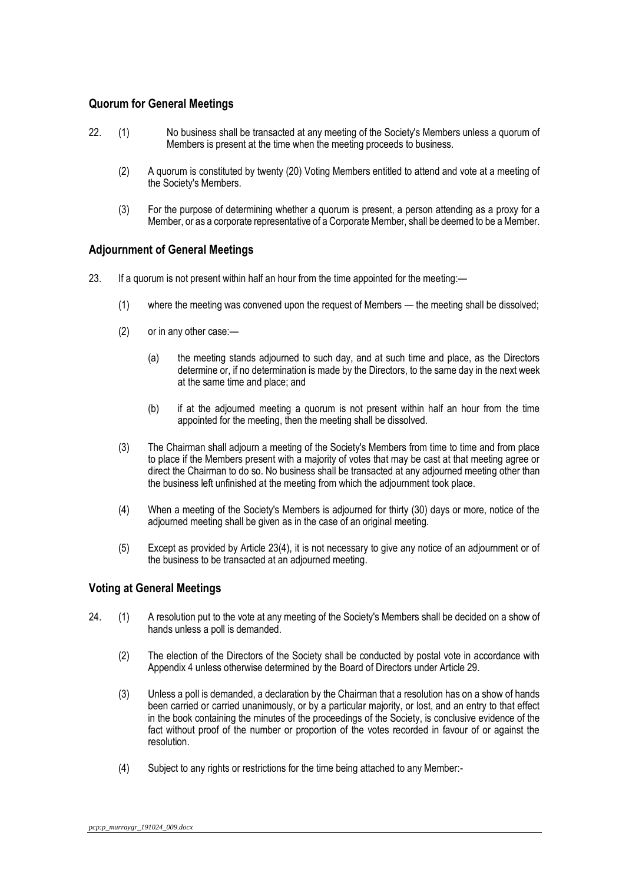### Quorum for General Meetings

22. (1) No business shall be transacted at any meeting of the Society's Members unless a quorum of Members is present at the time when the meeting proceeds to business.

    (2) A quorum is constituted by twenty (20) Voting Members entitled to attend and vote at a meeting of the Society's Members.

    (3) For the purpose of determining whether a quorum is present, a person attending as a proxy for a Member, or as a corporate representative of a Corporate Member, shall be deemed to be a Member.

### Adjournment of General Meetings

23. If a quorum is not present within half an hour from the time appointed for the meeting:—

    (1) where the meeting was convened upon the request of Members — the meeting shall be dissolved;

    (2) or in any other case:—

        (a) the meeting stands adjourned to such day, and at such time and place, as the Directors determine or, if no determination is made by the Directors, to the same day in the next week at the same time and place; and

        (b) if at the adjourned meeting a quorum is not present within half an hour from the time appointed for the meeting, then the meeting shall be dissolved.

    (3) The Chairman shall adjourn a meeting of the Society's Members from time to time and from place to place if the Members present with a majority of votes that may be cast at that meeting agree or direct the Chairman to do so. No business shall be transacted at any adjourned meeting other than the business left unfinished at the meeting from which the adjournment took place.

    (4) When a meeting of the Society's Members is adjourned for thirty (30) days or more, notice of the adjourned meeting shall be given as in the case of an original meeting.

    (5) Except as provided by Article 23(4), it is not necessary to give any notice of an adjournment or of the business to be transacted at an adjourned meeting.

### Voting at General Meetings

24. (1) A resolution put to the vote at any meeting of the Society's Members shall be decided on a show of hands unless a poll is demanded.

    (2) The election of the Directors of the Society shall be conducted by postal vote in accordance with Appendix 4 unless otherwise determined by the Board of Directors under Article 29.

    (3) Unless a poll is demanded, a declaration by the Chairman that a resolution has on a show of hands been carried or carried unanimously, or by a particular majority, or lost, and an entry to that effect in the book containing the minutes of the proceedings of the Society, is conclusive evidence of the fact without proof of the number or proportion of the votes recorded in favour of or against the resolution.

    (4) Subject to any rights or restrictions for the time being attached to any Member:-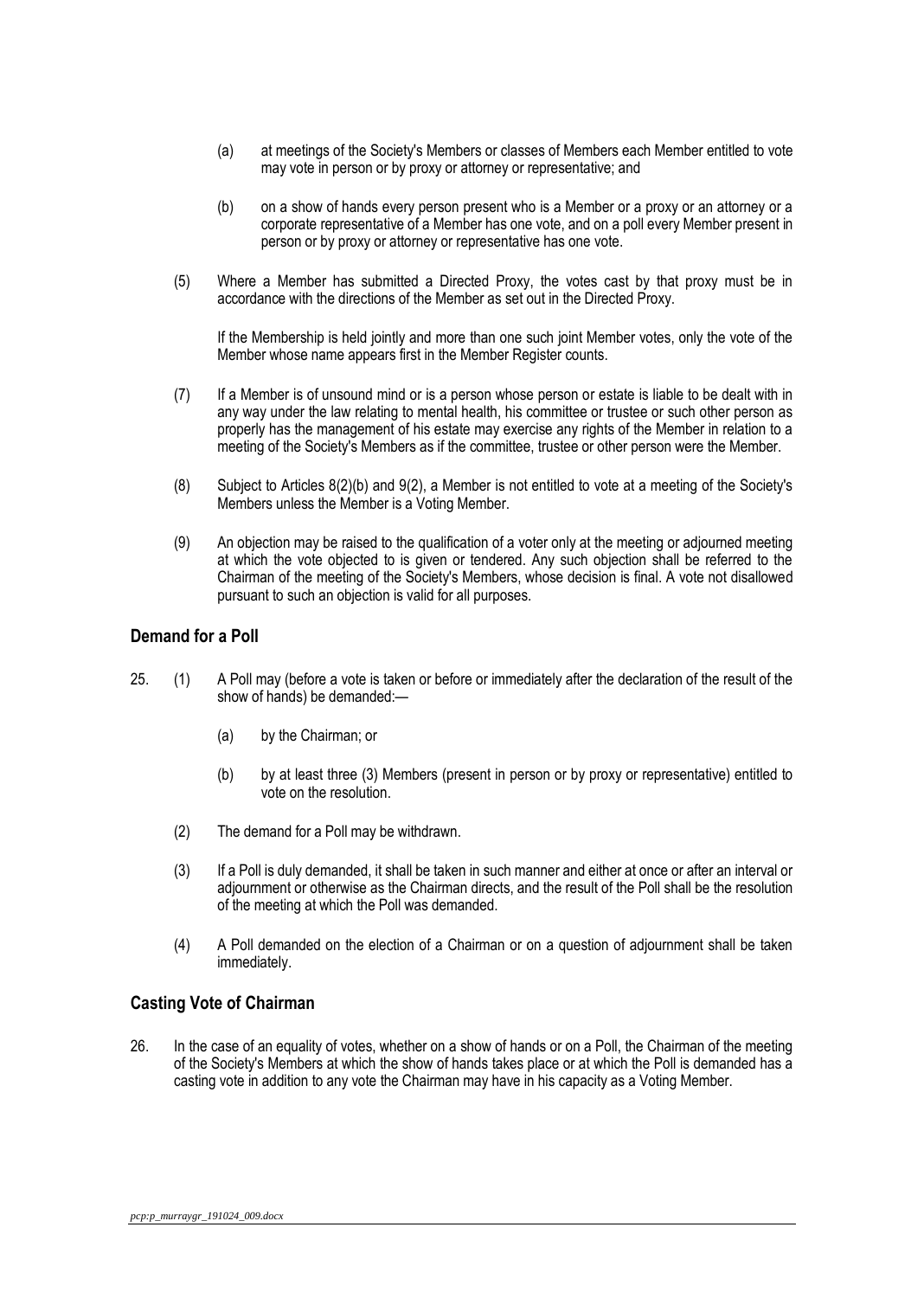(a) at meetings of the Society's Members or classes of Members each Member entitled to vote may vote in person or by proxy or attorney or representative; and

(b) on a show of hands every person present who is a Member or a proxy or an attorney or a corporate representative of a Member has one vote, and on a poll every Member present in person or by proxy or attorney or representative has one vote.

(5) Where a Member has submitted a Directed Proxy, the votes cast by that proxy must be in accordance with the directions of the Member as set out in the Directed Proxy.

If the Membership is held jointly and more than one such joint Member votes, only the vote of the Member whose name appears first in the Member Register counts.

(7) If a Member is of unsound mind or is a person whose person or estate is liable to be dealt with in any way under the law relating to mental health, his committee or trustee or such other person as properly has the management of his estate may exercise any rights of the Member in relation to a meeting of the Society's Members as if the committee, trustee or other person were the Member.

(8) Subject to Articles 8(2)(b) and 9(2), a Member is not entitled to vote at a meeting of the Society's Members unless the Member is a Voting Member.

(9) An objection may be raised to the qualification of a voter only at the meeting or adjourned meeting at which the vote objected to is given or tendered. Any such objection shall be referred to the Chairman of the meeting of the Society's Members, whose decision is final. A vote not disallowed pursuant to such an objection is valid for all purposes.

### Demand for a Poll

25. (1) A Poll may (before a vote is taken or before or immediately after the declaration of the result of the show of hands) be demanded:—

(a) by the Chairman; or

(b) by at least three (3) Members (present in person or by proxy or representative) entitled to vote on the resolution.

(2) The demand for a Poll may be withdrawn.

(3) If a Poll is duly demanded, it shall be taken in such manner and either at once or after an interval or adjournment or otherwise as the Chairman directs, and the result of the Poll shall be the resolution of the meeting at which the Poll was demanded.

(4) A Poll demanded on the election of a Chairman or on a question of adjournment shall be taken immediately.

### Casting Vote of Chairman

26. In the case of an equality of votes, whether on a show of hands or on a Poll, the Chairman of the meeting of the Society's Members at which the show of hands takes place or at which the Poll is demanded has a casting vote in addition to any vote the Chairman may have in his capacity as a Voting Member.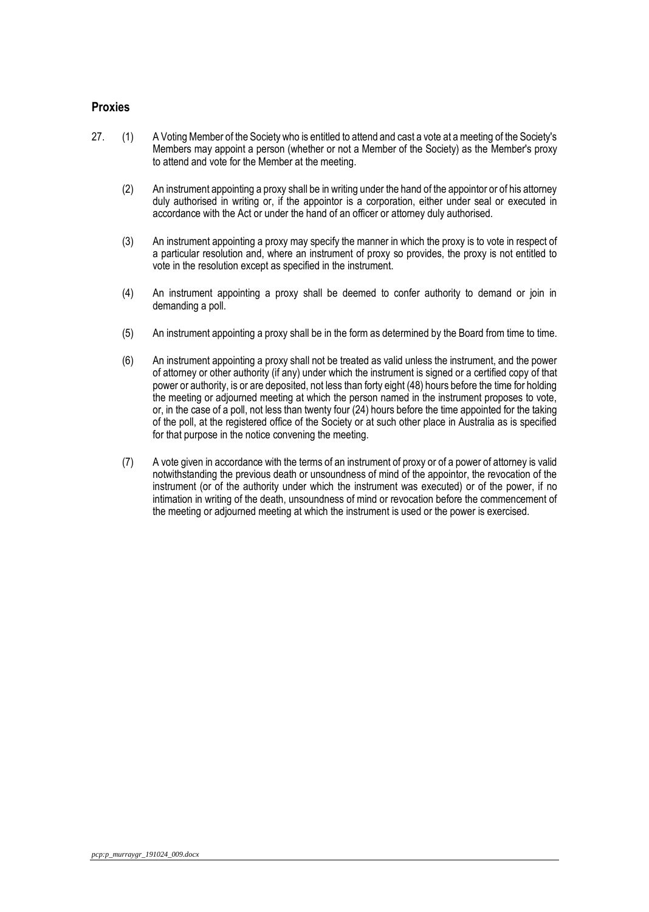## Proxies

27. (1) A Voting Member of the Society who is entitled to attend and cast a vote at a meeting of the Society's Members may appoint a person (whether or not a Member of the Society) as the Member's proxy to attend and vote for the Member at the meeting.

    (2) An instrument appointing a proxy shall be in writing under the hand of the appointor or of his attorney duly authorised in writing or, if the appointor is a corporation, either under seal or executed in accordance with the Act or under the hand of an officer or attorney duly authorised.

    (3) An instrument appointing a proxy may specify the manner in which the proxy is to vote in respect of a particular resolution and, where an instrument of proxy so provides, the proxy is not entitled to vote in the resolution except as specified in the instrument.

    (4) An instrument appointing a proxy shall be deemed to confer authority to demand or join in demanding a poll.

    (5) An instrument appointing a proxy shall be in the form as determined by the Board from time to time.

    (6) An instrument appointing a proxy shall not be treated as valid unless the instrument, and the power of attorney or other authority (if any) under which the instrument is signed or a certified copy of that power or authority, is or are deposited, not less than forty eight (48) hours before the time for holding the meeting or adjourned meeting at which the person named in the instrument proposes to vote, or, in the case of a poll, not less than twenty four (24) hours before the time appointed for the taking of the poll, at the registered office of the Society or at such other place in Australia as is specified for that purpose in the notice convening the meeting.

    (7) A vote given in accordance with the terms of an instrument of proxy or of a power of attorney is valid notwithstanding the previous death or unsoundness of mind of the appointor, the revocation of the instrument (or of the authority under which the instrument was executed) or of the power, if no intimation in writing of the death, unsoundness of mind or revocation before the commencement of the meeting or adjourned meeting at which the instrument is used or the power is exercised.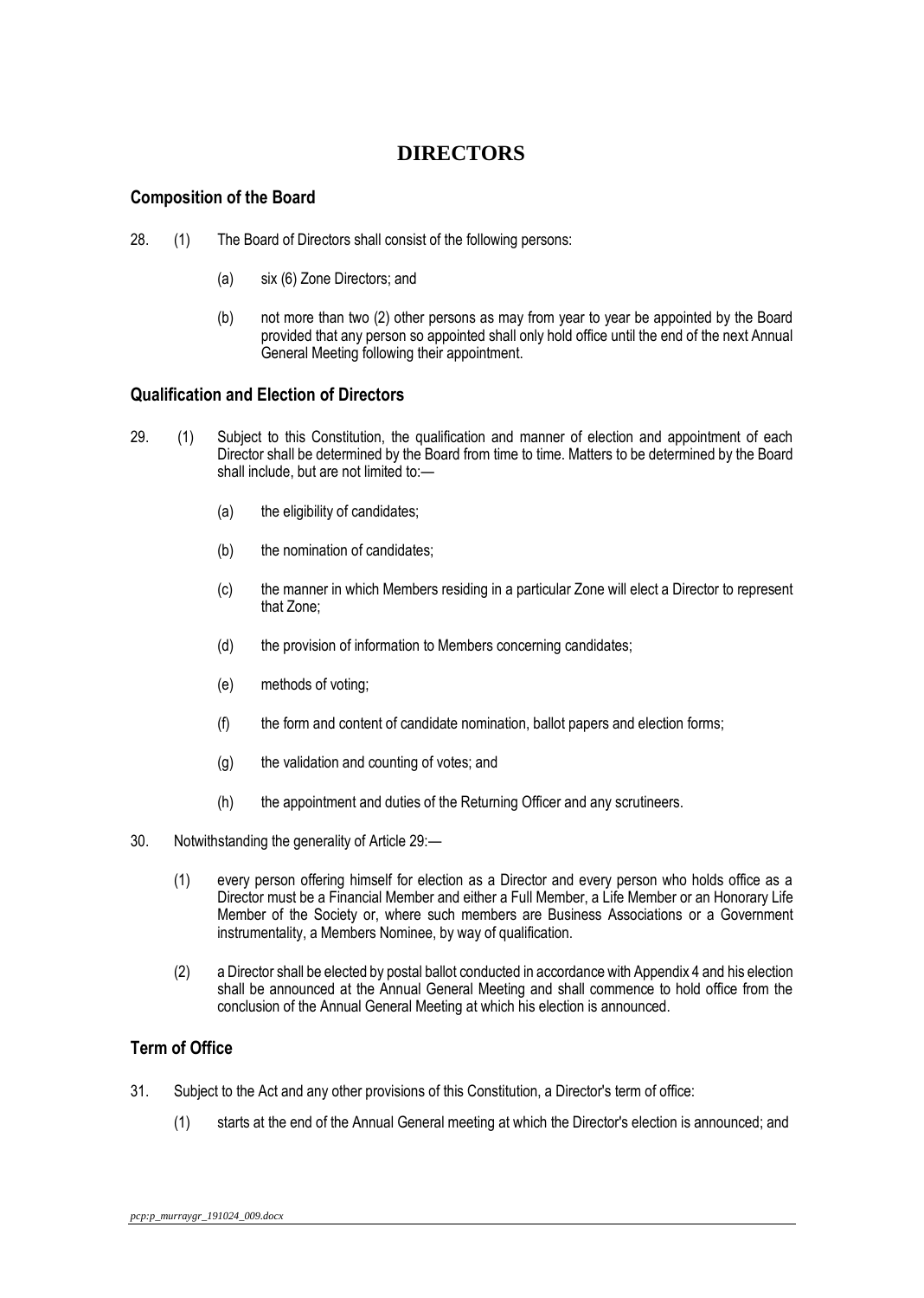# DIRECTORS

## Composition of the Board

28. (1) The Board of Directors shall consist of the following persons:

    (a) six (6) Zone Directors; and

    (b) not more than two (2) other persons as may from year to year be appointed by the Board provided that any person so appointed shall only hold office until the end of the next Annual General Meeting following their appointment.

## Qualification and Election of Directors

29. (1) Subject to this Constitution, the qualification and manner of election and appointment of each Director shall be determined by the Board from time to time. Matters to be determined by the Board shall include, but are not limited to:—

    (a) the eligibility of candidates;

    (b) the nomination of candidates;

    (c) the manner in which Members residing in a particular Zone will elect a Director to represent that Zone;

    (d) the provision of information to Members concerning candidates;

    (e) methods of voting;

    (f) the form and content of candidate nomination, ballot papers and election forms;

    (g) the validation and counting of votes; and

    (h) the appointment and duties of the Returning Officer and any scrutineers.

30. Notwithstanding the generality of Article 29:—

    (1) every person offering himself for election as a Director and every person who holds office as a Director must be a Financial Member and either a Full Member, a Life Member or an Honorary Life Member of the Society or, where such members are Business Associations or a Government instrumentality, a Members Nominee, by way of qualification.

    (2) a Director shall be elected by postal ballot conducted in accordance with Appendix 4 and his election shall be announced at the Annual General Meeting and shall commence to hold office from the conclusion of the Annual General Meeting at which his election is announced.

## Term of Office

31. Subject to the Act and any other provisions of this Constitution, a Director's term of office:

    (1) starts at the end of the Annual General meeting at which the Director's election is announced; and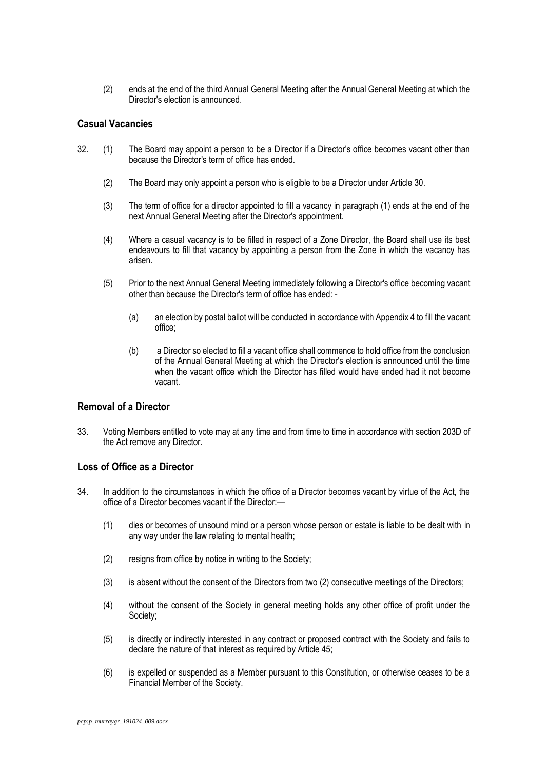(2) ends at the end of the third Annual General Meeting after the Annual General Meeting at which the Director's election is announced.

## Casual Vacancies

32. (1) The Board may appoint a person to be a Director if a Director's office becomes vacant other than because the Director's term of office has ended.

(2) The Board may only appoint a person who is eligible to be a Director under Article 30.

(3) The term of office for a director appointed to fill a vacancy in paragraph (1) ends at the end of the next Annual General Meeting after the Director's appointment.

(4) Where a casual vacancy is to be filled in respect of a Zone Director, the Board shall use its best endeavours to fill that vacancy by appointing a person from the Zone in which the vacancy has arisen.

(5) Prior to the next Annual General Meeting immediately following a Director's office becoming vacant other than because the Director's term of office has ended: -

(a) an election by postal ballot will be conducted in accordance with Appendix 4 to fill the vacant office;

(b) a Director so elected to fill a vacant office shall commence to hold office from the conclusion of the Annual General Meeting at which the Director's election is announced until the time when the vacant office which the Director has filled would have ended had it not become vacant.

## Removal of a Director

33. Voting Members entitled to vote may at any time and from time to time in accordance with section 203D of the Act remove any Director.

## Loss of Office as a Director

34. In addition to the circumstances in which the office of a Director becomes vacant by virtue of the Act, the office of a Director becomes vacant if the Director:—

(1) dies or becomes of unsound mind or a person whose person or estate is liable to be dealt with in any way under the law relating to mental health;

(2) resigns from office by notice in writing to the Society;

(3) is absent without the consent of the Directors from two (2) consecutive meetings of the Directors;

(4) without the consent of the Society in general meeting holds any other office of profit under the Society;

(5) is directly or indirectly interested in any contract or proposed contract with the Society and fails to declare the nature of that interest as required by Article 45;

(6) is expelled or suspended as a Member pursuant to this Constitution, or otherwise ceases to be a Financial Member of the Society.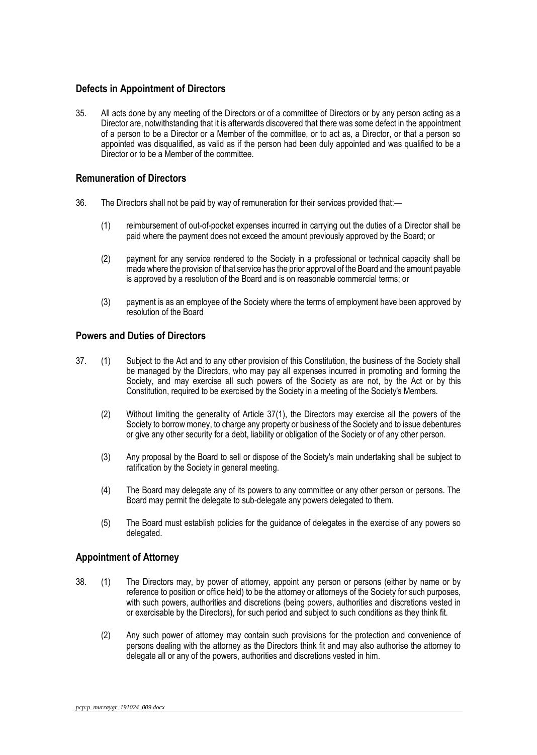## Defects in Appointment of Directors

35. All acts done by any meeting of the Directors or of a committee of Directors or by any person acting as a Director are, notwithstanding that it is afterwards discovered that there was some defect in the appointment of a person to be a Director or a Member of the committee, or to act as, a Director, or that a person so appointed was disqualified, as valid as if the person had been duly appointed and was qualified to be a Director or to be a Member of the committee.

## Remuneration of Directors

36. The Directors shall not be paid by way of remuneration for their services provided that:—

    (1) reimbursement of out-of-pocket expenses incurred in carrying out the duties of a Director shall be paid where the payment does not exceed the amount previously approved by the Board; or

    (2) payment for any service rendered to the Society in a professional or technical capacity shall be made where the provision of that service has the prior approval of the Board and the amount payable is approved by a resolution of the Board and is on reasonable commercial terms; or

    (3) payment is as an employee of the Society where the terms of employment have been approved by resolution of the Board

## Powers and Duties of Directors

37. (1) Subject to the Act and to any other provision of this Constitution, the business of the Society shall be managed by the Directors, who may pay all expenses incurred in promoting and forming the Society, and may exercise all such powers of the Society as are not, by the Act or by this Constitution, required to be exercised by the Society in a meeting of the Society's Members.

    (2) Without limiting the generality of Article 37(1), the Directors may exercise all the powers of the Society to borrow money, to charge any property or business of the Society and to issue debentures or give any other security for a debt, liability or obligation of the Society or of any other person.

    (3) Any proposal by the Board to sell or dispose of the Society's main undertaking shall be subject to ratification by the Society in general meeting.

    (4) The Board may delegate any of its powers to any committee or any other person or persons. The Board may permit the delegate to sub-delegate any powers delegated to them.

    (5) The Board must establish policies for the guidance of delegates in the exercise of any powers so delegated.

## Appointment of Attorney

38. (1) The Directors may, by power of attorney, appoint any person or persons (either by name or by reference to position or office held) to be the attorney or attorneys of the Society for such purposes, with such powers, authorities and discretions (being powers, authorities and discretions vested in or exercisable by the Directors), for such period and subject to such conditions as they think fit.

    (2) Any such power of attorney may contain such provisions for the protection and convenience of persons dealing with the attorney as the Directors think fit and may also authorise the attorney to delegate all or any of the powers, authorities and discretions vested in him.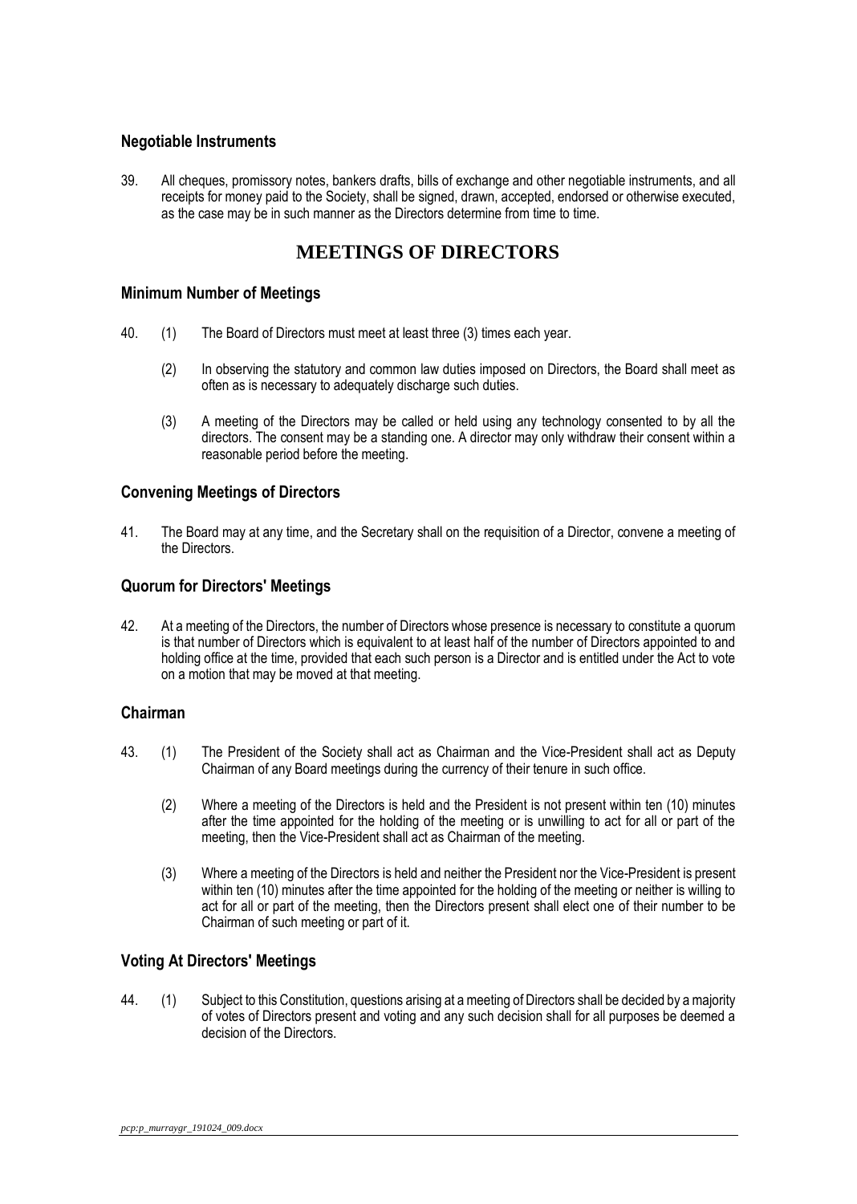### Negotiable Instruments

39. All cheques, promissory notes, bankers drafts, bills of exchange and other negotiable instruments, and all receipts for money paid to the Society, shall be signed, drawn, accepted, endorsed or otherwise executed, as the case may be in such manner as the Directors determine from time to time.

## MEETINGS OF DIRECTORS

### Minimum Number of Meetings

40. (1) The Board of Directors must meet at least three (3) times each year.

    (2) In observing the statutory and common law duties imposed on Directors, the Board shall meet as often as is necessary to adequately discharge such duties.

    (3) A meeting of the Directors may be called or held using any technology consented to by all the directors. The consent may be a standing one. A director may only withdraw their consent within a reasonable period before the meeting.

### Convening Meetings of Directors

41. The Board may at any time, and the Secretary shall on the requisition of a Director, convene a meeting of the Directors.

### Quorum for Directors' Meetings

42. At a meeting of the Directors, the number of Directors whose presence is necessary to constitute a quorum is that number of Directors which is equivalent to at least half of the number of Directors appointed to and holding office at the time, provided that each such person is a Director and is entitled under the Act to vote on a motion that may be moved at that meeting.

### Chairman

43. (1) The President of the Society shall act as Chairman and the Vice-President shall act as Deputy Chairman of any Board meetings during the currency of their tenure in such office.

    (2) Where a meeting of the Directors is held and the President is not present within ten (10) minutes after the time appointed for the holding of the meeting or is unwilling to act for all or part of the meeting, then the Vice-President shall act as Chairman of the meeting.

    (3) Where a meeting of the Directors is held and neither the President nor the Vice-President is present within ten (10) minutes after the time appointed for the holding of the meeting or neither is willing to act for all or part of the meeting, then the Directors present shall elect one of their number to be Chairman of such meeting or part of it.

### Voting At Directors' Meetings

44. (1) Subject to this Constitution, questions arising at a meeting of Directors shall be decided by a majority of votes of Directors present and voting and any such decision shall for all purposes be deemed a decision of the Directors.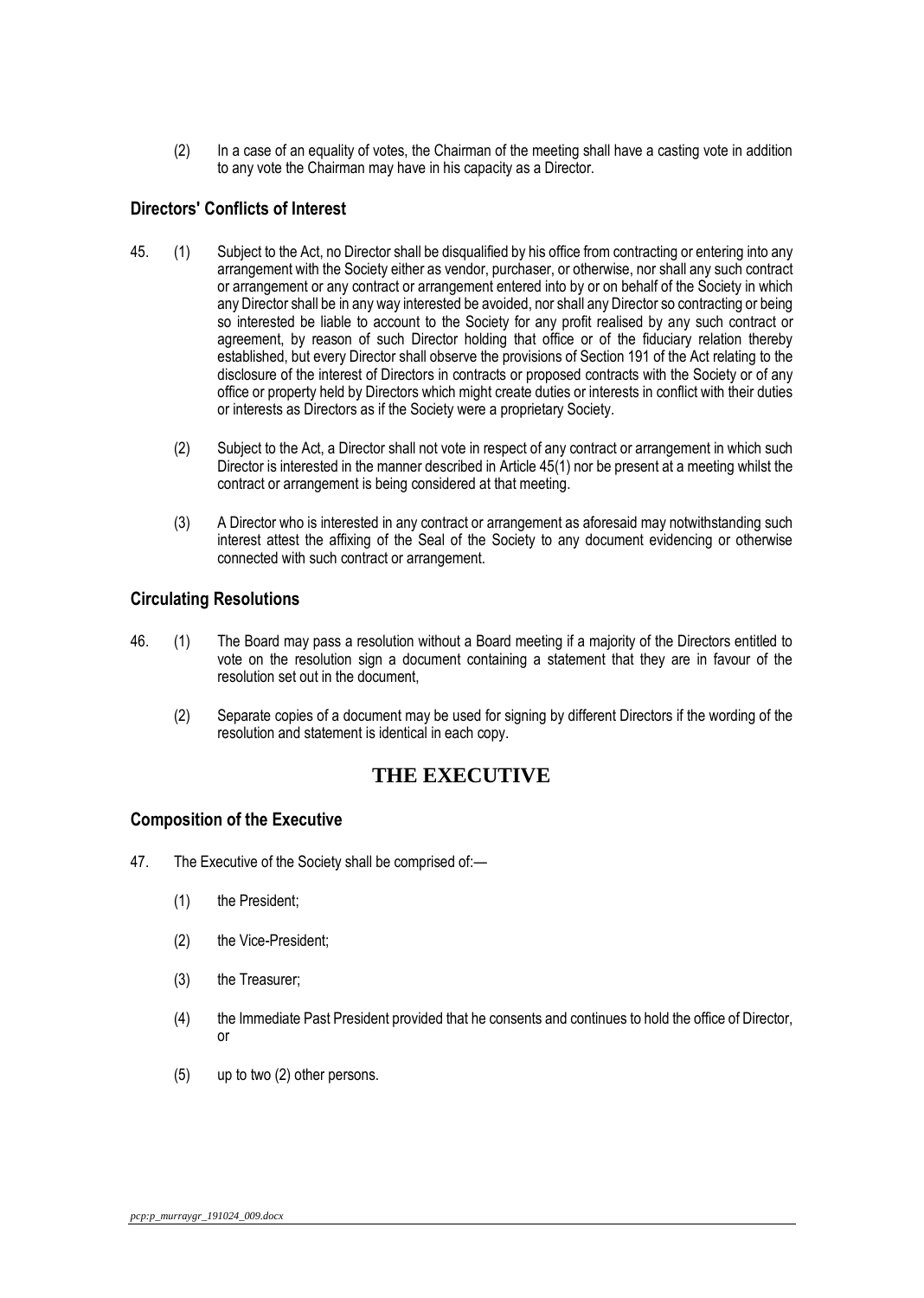(2) In a case of an equality of votes, the Chairman of the meeting shall have a casting vote in addition to any vote the Chairman may have in his capacity as a Director.

### Directors' Conflicts of Interest

45. (1) Subject to the Act, no Director shall be disqualified by his office from contracting or entering into any arrangement with the Society either as vendor, purchaser, or otherwise, nor shall any such contract or arrangement or any contract or arrangement entered into by or on behalf of the Society in which any Director shall be in any way interested be avoided, nor shall any Director so contracting or being so interested be liable to account to the Society for any profit realised by any such contract or agreement, by reason of such Director holding that office or of the fiduciary relation thereby established, but every Director shall observe the provisions of Section 191 of the Act relating to the disclosure of the interest of Directors in contracts or proposed contracts with the Society or of any office or property held by Directors which might create duties or interests in conflict with their duties or interests as Directors as if the Society were a proprietary Society.

(2) Subject to the Act, a Director shall not vote in respect of any contract or arrangement in which such Director is interested in the manner described in Article 45(1) nor be present at a meeting whilst the contract or arrangement is being considered at that meeting.

(3) A Director who is interested in any contract or arrangement as aforesaid may notwithstanding such interest attest the affixing of the Seal of the Society to any document evidencing or otherwise connected with such contract or arrangement.

### Circulating Resolutions

46. (1) The Board may pass a resolution without a Board meeting if a majority of the Directors entitled to vote on the resolution sign a document containing a statement that they are in favour of the resolution set out in the document,

(2) Separate copies of a document may be used for signing by different Directors if the wording of the resolution and statement is identical in each copy.

## THE EXECUTIVE

### Composition of the Executive

47. The Executive of the Society shall be comprised of:—

(1) the President;

(2) the Vice-President;

(3) the Treasurer;

(4) the Immediate Past President provided that he consents and continues to hold the office of Director, or

(5) up to two (2) other persons.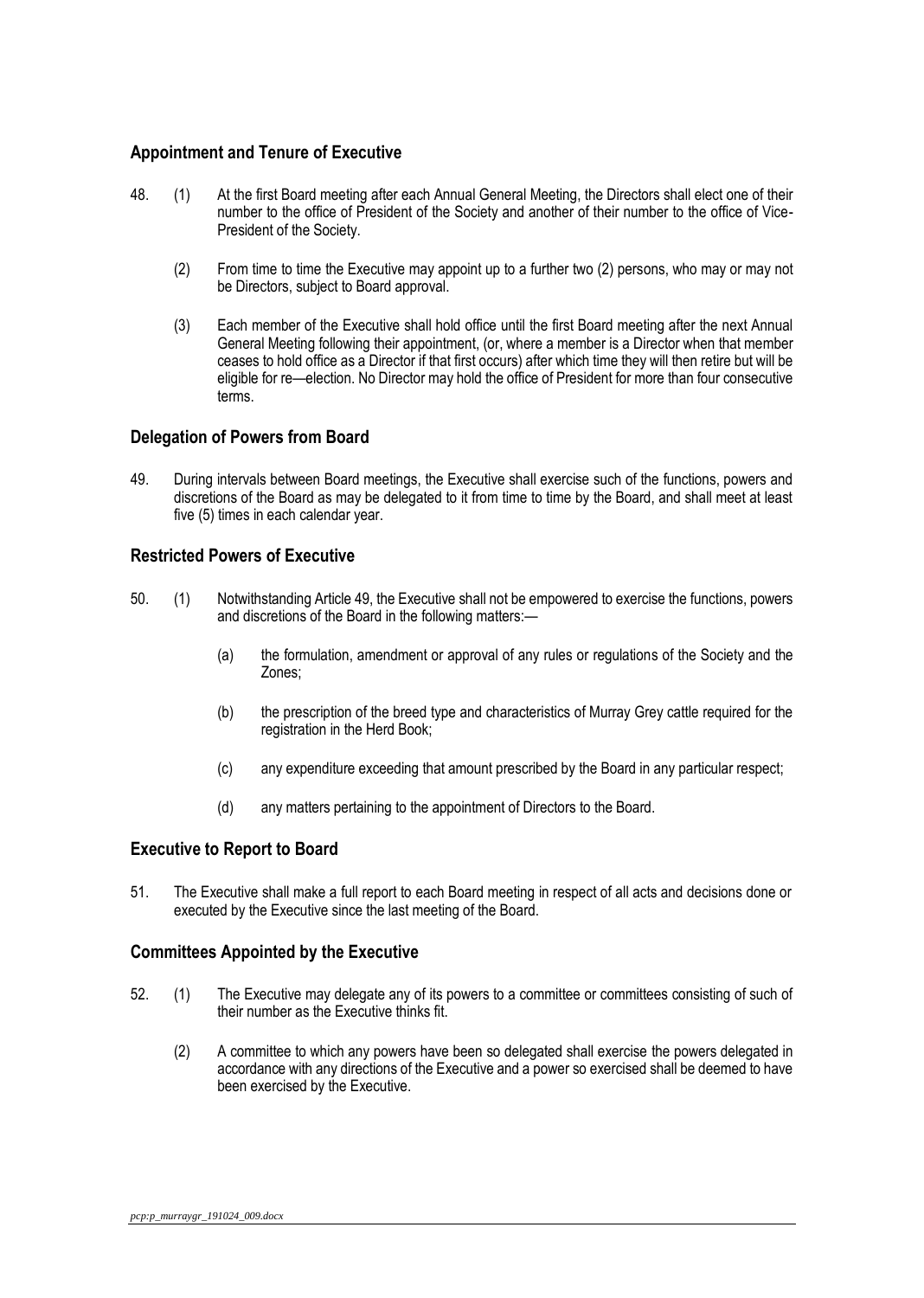## Appointment and Tenure of Executive

48. (1) At the first Board meeting after each Annual General Meeting, the Directors shall elect one of their number to the office of President of the Society and another of their number to the office of Vice-President of the Society.

    (2) From time to time the Executive may appoint up to a further two (2) persons, who may or may not be Directors, subject to Board approval.

    (3) Each member of the Executive shall hold office until the first Board meeting after the next Annual General Meeting following their appointment, (or, where a member is a Director when that member ceases to hold office as a Director if that first occurs) after which time they will then retire but will be eligible for re—election. No Director may hold the office of President for more than four consecutive terms.

## Delegation of Powers from Board

49. During intervals between Board meetings, the Executive shall exercise such of the functions, powers and discretions of the Board as may be delegated to it from time to time by the Board, and shall meet at least five (5) times in each calendar year.

## Restricted Powers of Executive

50. (1) Notwithstanding Article 49, the Executive shall not be empowered to exercise the functions, powers and discretions of the Board in the following matters:—

    (a) the formulation, amendment or approval of any rules or regulations of the Society and the Zones;

    (b) the prescription of the breed type and characteristics of Murray Grey cattle required for the registration in the Herd Book;

    (c) any expenditure exceeding that amount prescribed by the Board in any particular respect;

    (d) any matters pertaining to the appointment of Directors to the Board.

## Executive to Report to Board

51. The Executive shall make a full report to each Board meeting in respect of all acts and decisions done or executed by the Executive since the last meeting of the Board.

## Committees Appointed by the Executive

52. (1) The Executive may delegate any of its powers to a committee or committees consisting of such of their number as the Executive thinks fit.

    (2) A committee to which any powers have been so delegated shall exercise the powers delegated in accordance with any directions of the Executive and a power so exercised shall be deemed to have been exercised by the Executive.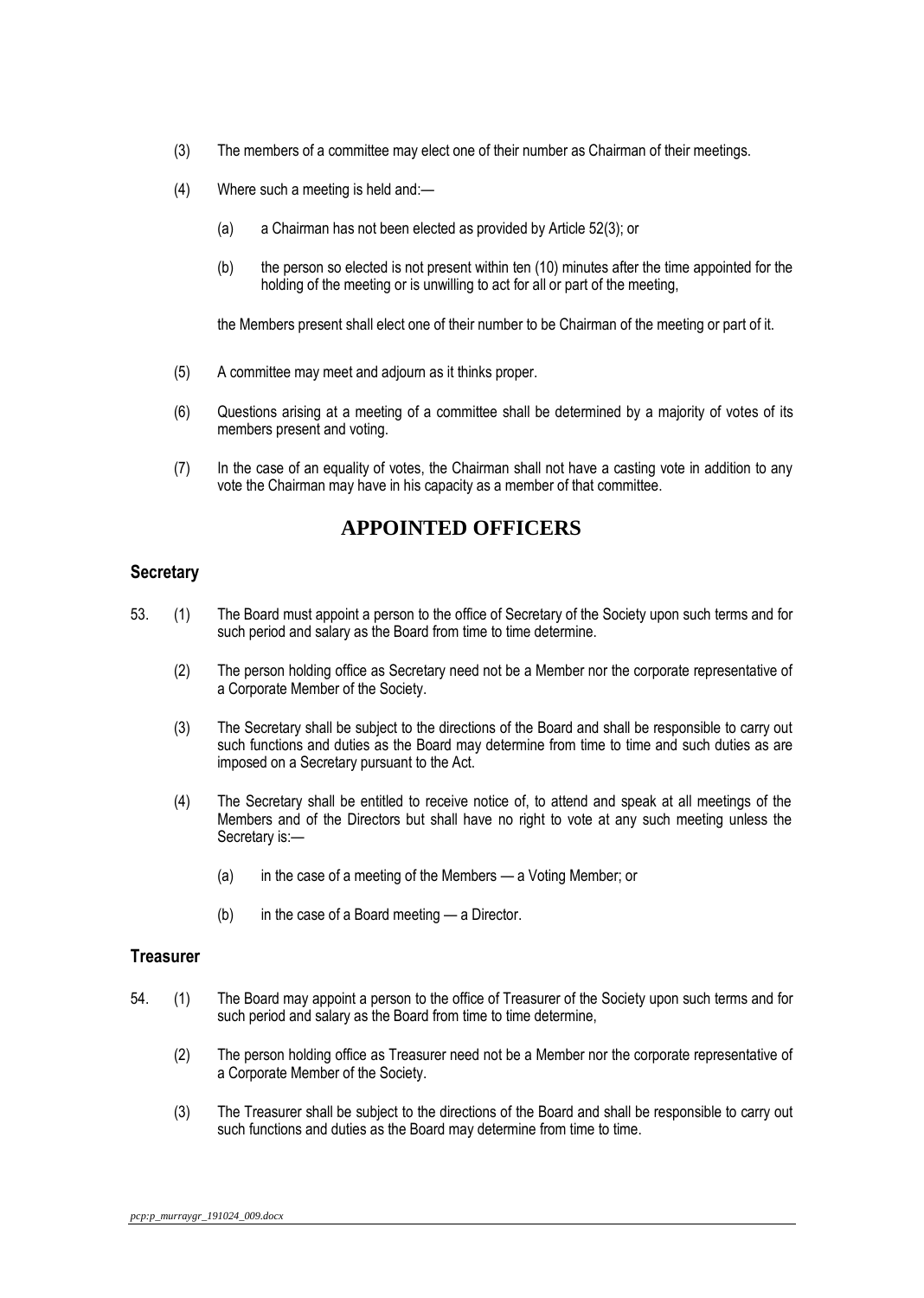(3) The members of a committee may elect one of their number as Chairman of their meetings.

(4) Where such a meeting is held and:—

(a) a Chairman has not been elected as provided by Article 52(3); or

(b) the person so elected is not present within ten (10) minutes after the time appointed for the holding of the meeting or is unwilling to act for all or part of the meeting,

the Members present shall elect one of their number to be Chairman of the meeting or part of it.

(5) A committee may meet and adjourn as it thinks proper.

(6) Questions arising at a meeting of a committee shall be determined by a majority of votes of its members present and voting.

(7) In the case of an equality of votes, the Chairman shall not have a casting vote in addition to any vote the Chairman may have in his capacity as a member of that committee.

# APPOINTED OFFICERS

## Secretary

53. (1) The Board must appoint a person to the office of Secretary of the Society upon such terms and for such period and salary as the Board from time to time determine.

(2) The person holding office as Secretary need not be a Member nor the corporate representative of a Corporate Member of the Society.

(3) The Secretary shall be subject to the directions of the Board and shall be responsible to carry out such functions and duties as the Board may determine from time to time and such duties as are imposed on a Secretary pursuant to the Act.

(4) The Secretary shall be entitled to receive notice of, to attend and speak at all meetings of the Members and of the Directors but shall have no right to vote at any such meeting unless the Secretary is:—

(a) in the case of a meeting of the Members — a Voting Member; or

(b) in the case of a Board meeting — a Director.

## Treasurer

54. (1) The Board may appoint a person to the office of Treasurer of the Society upon such terms and for such period and salary as the Board from time to time determine,

(2) The person holding office as Treasurer need not be a Member nor the corporate representative of a Corporate Member of the Society.

(3) The Treasurer shall be subject to the directions of the Board and shall be responsible to carry out such functions and duties as the Board may determine from time to time.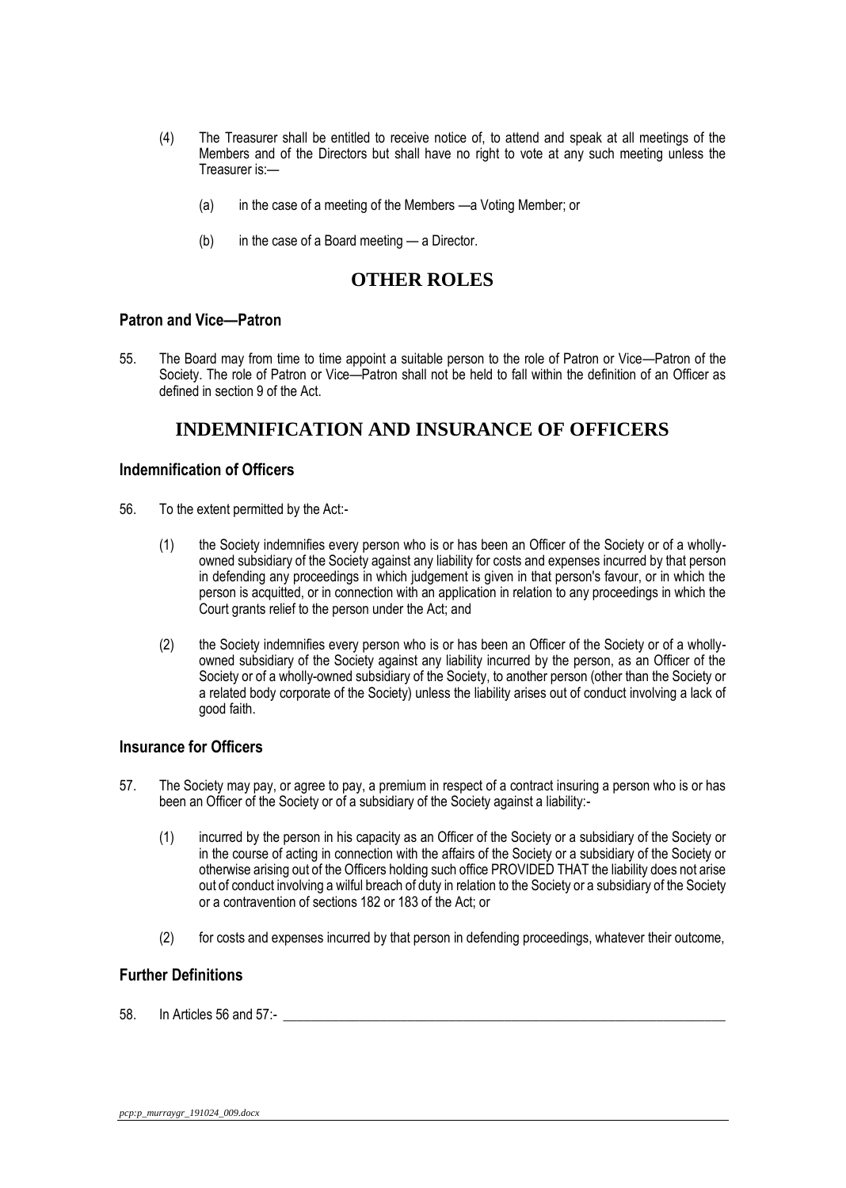(4) The Treasurer shall be entitled to receive notice of, to attend and speak at all meetings of the Members and of the Directors but shall have no right to vote at any such meeting unless the Treasurer is:—

(a) in the case of a meeting of the Members —a Voting Member; or

(b) in the case of a Board meeting — a Director.

# OTHER ROLES

### Patron and Vice—Patron

55. The Board may from time to time appoint a suitable person to the role of Patron or Vice—Patron of the Society. The role of Patron or Vice—Patron shall not be held to fall within the definition of an Officer as defined in section 9 of the Act.

# INDEMNIFICATION AND INSURANCE OF OFFICERS

### Indemnification of Officers

56. To the extent permitted by the Act:-

(1) the Society indemnifies every person who is or has been an Officer of the Society or of a wholly-owned subsidiary of the Society against any liability for costs and expenses incurred by that person in defending any proceedings in which judgement is given in that person's favour, or in which the person is acquitted, or in connection with an application in relation to any proceedings in which the Court grants relief to the person under the Act; and

(2) the Society indemnifies every person who is or has been an Officer of the Society or of a wholly-owned subsidiary of the Society against any liability incurred by the person, as an Officer of the Society or of a wholly-owned subsidiary of the Society, to another person (other than the Society or a related body corporate of the Society) unless the liability arises out of conduct involving a lack of good faith.

### Insurance for Officers

57. The Society may pay, or agree to pay, a premium in respect of a contract insuring a person who is or has been an Officer of the Society or of a subsidiary of the Society against a liability:-

(1) incurred by the person in his capacity as an Officer of the Society or a subsidiary of the Society or in the course of acting in connection with the affairs of the Society or a subsidiary of the Society or otherwise arising out of the Officers holding such office PROVIDED THAT the liability does not arise out of conduct involving a wilful breach of duty in relation to the Society or a subsidiary of the Society or a contravention of sections 182 or 183 of the Act; or

(2) for costs and expenses incurred by that person in defending proceedings, whatever their outcome,

### Further Definitions

58. In Articles 56 and 57:-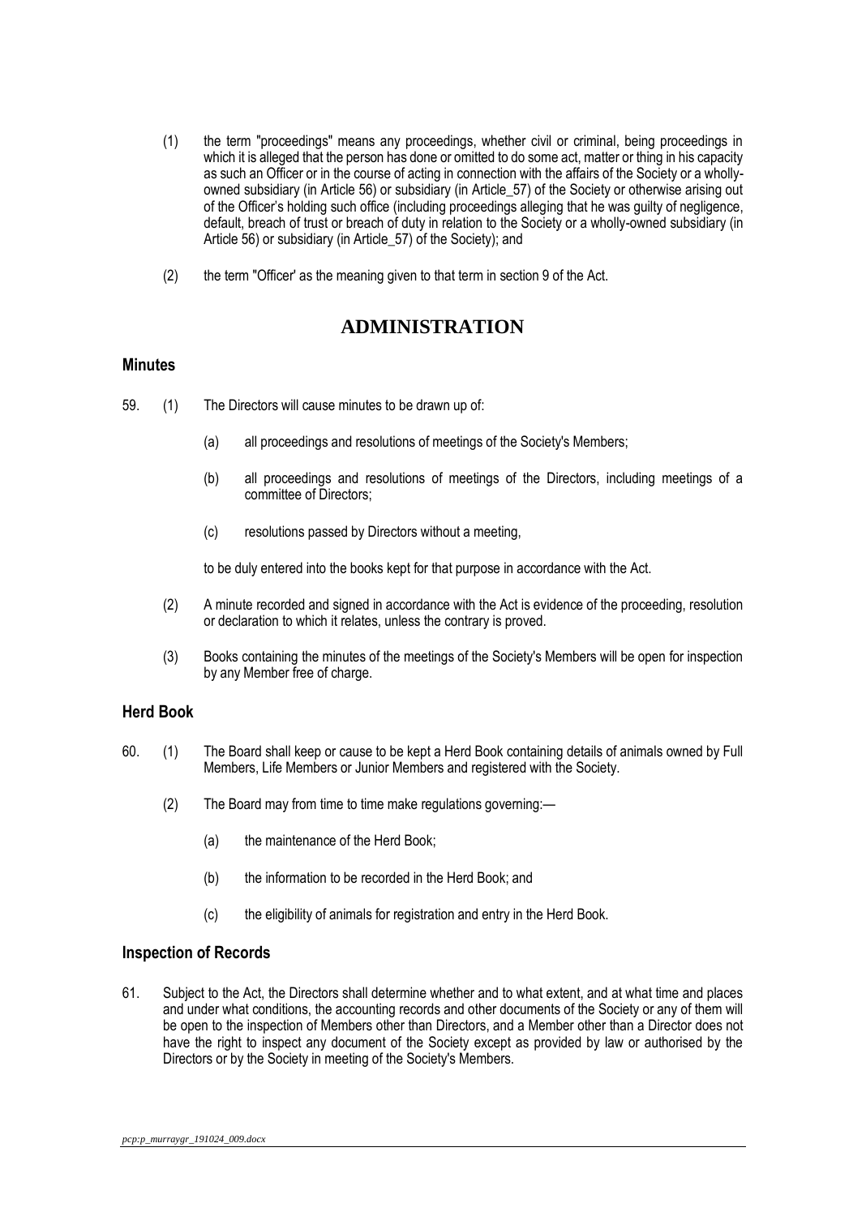(1) the term "proceedings" means any proceedings, whether civil or criminal, being proceedings in which it is alleged that the person has done or omitted to do some act, matter or thing in his capacity as such an Officer or in the course of acting in connection with the affairs of the Society or a wholly-owned subsidiary (in Article 56) or subsidiary (in Article_57) of the Society or otherwise arising out of the Officer's holding such office (including proceedings alleging that he was guilty of negligence, default, breach of trust or breach of duty in relation to the Society or a wholly-owned subsidiary (in Article 56) or subsidiary (in Article_57) of the Society); and

(2) the term "Officer' as the meaning given to that term in section 9 of the Act.

# ADMINISTRATION

## Minutes

59. (1) The Directors will cause minutes to be drawn up of:

(a) all proceedings and resolutions of meetings of the Society's Members;

(b) all proceedings and resolutions of meetings of the Directors, including meetings of a committee of Directors;

(c) resolutions passed by Directors without a meeting,

to be duly entered into the books kept for that purpose in accordance with the Act.

(2) A minute recorded and signed in accordance with the Act is evidence of the proceeding, resolution or declaration to which it relates, unless the contrary is proved.

(3) Books containing the minutes of the meetings of the Society's Members will be open for inspection by any Member free of charge.

## Herd Book

60. (1) The Board shall keep or cause to be kept a Herd Book containing details of animals owned by Full Members, Life Members or Junior Members and registered with the Society.

(2) The Board may from time to time make regulations governing:—

(a) the maintenance of the Herd Book;

(b) the information to be recorded in the Herd Book; and

(c) the eligibility of animals for registration and entry in the Herd Book.

## Inspection of Records

61. Subject to the Act, the Directors shall determine whether and to what extent, and at what time and places and under what conditions, the accounting records and other documents of the Society or any of them will be open to the inspection of Members other than Directors, and a Member other than a Director does not have the right to inspect any document of the Society except as provided by law or authorised by the Directors or by the Society in meeting of the Society's Members.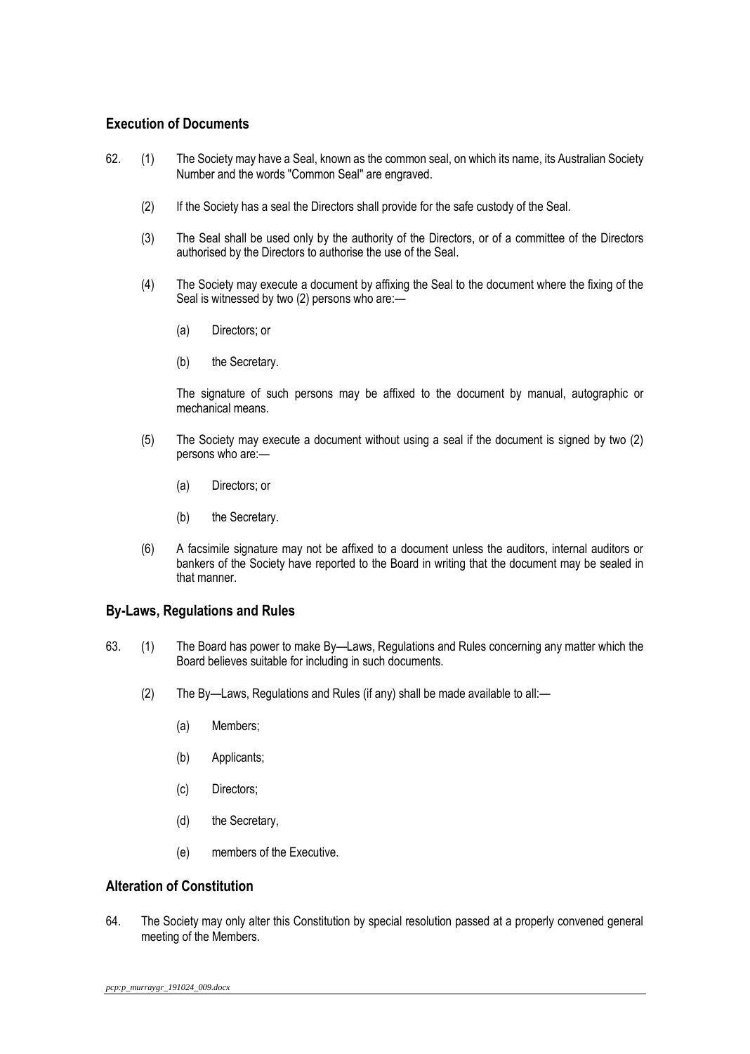## Execution of Documents

62. (1) The Society may have a Seal, known as the common seal, on which its name, its Australian Society Number and the words "Common Seal" are engraved.

(2) If the Society has a seal the Directors shall provide for the safe custody of the Seal.

(3) The Seal shall be used only by the authority of the Directors, or of a committee of the Directors authorised by the Directors to authorise the use of the Seal.

(4) The Society may execute a document by affixing the Seal to the document where the fixing of the Seal is witnessed by two (2) persons who are:—

(a) Directors; or

(b) the Secretary.

The signature of such persons may be affixed to the document by manual, autographic or mechanical means.

(5) The Society may execute a document without using a seal if the document is signed by two (2) persons who are:—

(a) Directors; or

(b) the Secretary.

(6) A facsimile signature may not be affixed to a document unless the auditors, internal auditors or bankers of the Society have reported to the Board in writing that the document may be sealed in that manner.

## By-Laws, Regulations and Rules

63. (1) The Board has power to make By—Laws, Regulations and Rules concerning any matter which the Board believes suitable for including in such documents.

(2) The By—Laws, Regulations and Rules (if any) shall be made available to all:—

(a) Members;

(b) Applicants;

(c) Directors;

(d) the Secretary,

(e) members of the Executive.

## Alteration of Constitution

64. The Society may only alter this Constitution by special resolution passed at a properly convened general meeting of the Members.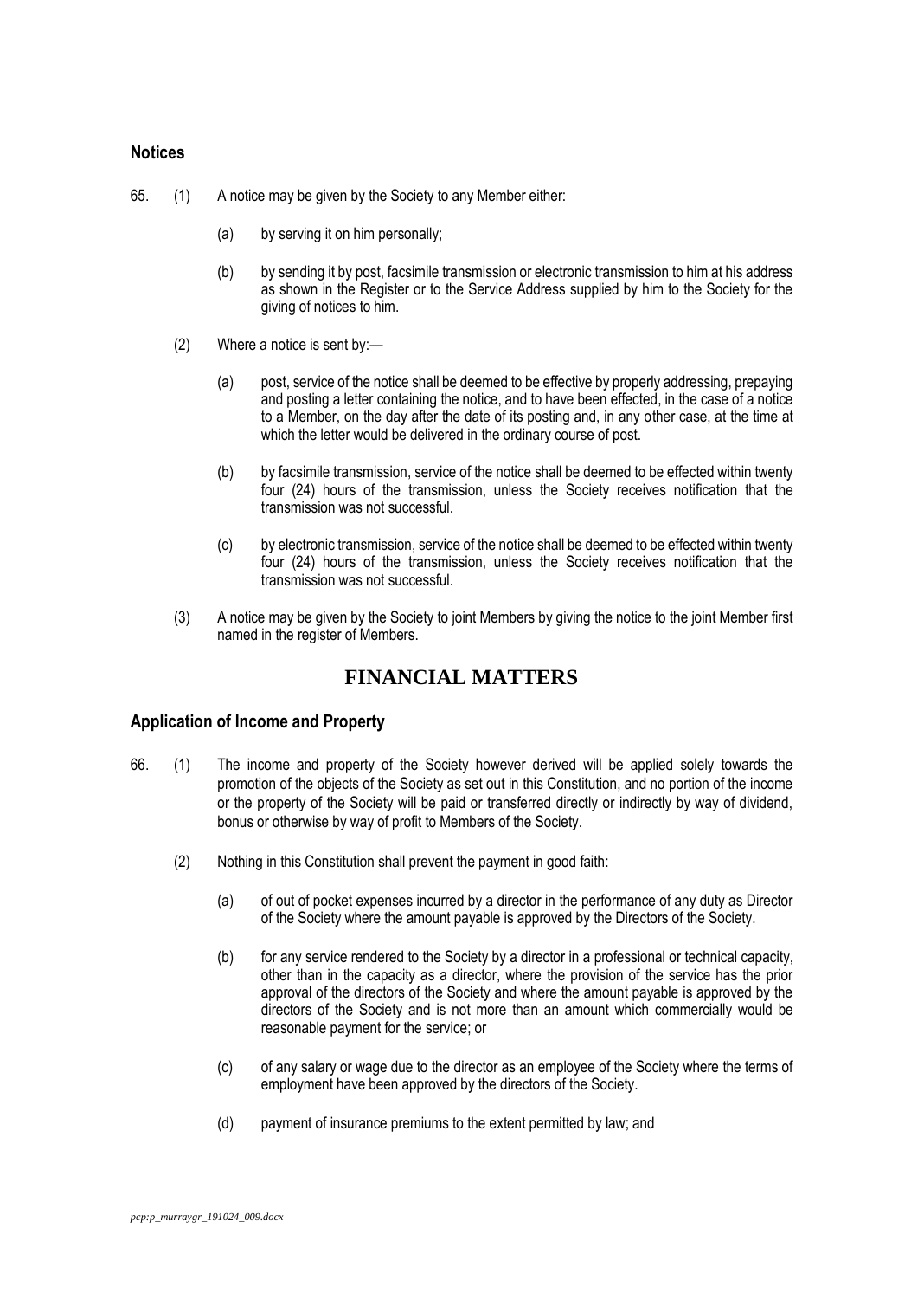## Notices

65. (1) A notice may be given by the Society to any Member either:

  (a) by serving it on him personally;

  (b) by sending it by post, facsimile transmission or electronic transmission to him at his address as shown in the Register or to the Service Address supplied by him to the Society for the giving of notices to him.

(2) Where a notice is sent by:—

  (a) post, service of the notice shall be deemed to be effective by properly addressing, prepaying and posting a letter containing the notice, and to have been effected, in the case of a notice to a Member, on the day after the date of its posting and, in any other case, at the time at which the letter would be delivered in the ordinary course of post.

  (b) by facsimile transmission, service of the notice shall be deemed to be effected within twenty four (24) hours of the transmission, unless the Society receives notification that the transmission was not successful.

  (c) by electronic transmission, service of the notice shall be deemed to be effected within twenty four (24) hours of the transmission, unless the Society receives notification that the transmission was not successful.

(3) A notice may be given by the Society to joint Members by giving the notice to the joint Member first named in the register of Members.

# FINANCIAL MATTERS

## Application of Income and Property

66. (1) The income and property of the Society however derived will be applied solely towards the promotion of the objects of the Society as set out in this Constitution, and no portion of the income or the property of the Society will be paid or transferred directly or indirectly by way of dividend, bonus or otherwise by way of profit to Members of the Society.

(2) Nothing in this Constitution shall prevent the payment in good faith:

  (a) of out of pocket expenses incurred by a director in the performance of any duty as Director of the Society where the amount payable is approved by the Directors of the Society.

  (b) for any service rendered to the Society by a director in a professional or technical capacity, other than in the capacity as a director, where the provision of the service has the prior approval of the directors of the Society and where the amount payable is approved by the directors of the Society and is not more than an amount which commercially would be reasonable payment for the service; or

  (c) of any salary or wage due to the director as an employee of the Society where the terms of employment have been approved by the directors of the Society.

  (d) payment of insurance premiums to the extent permitted by law; and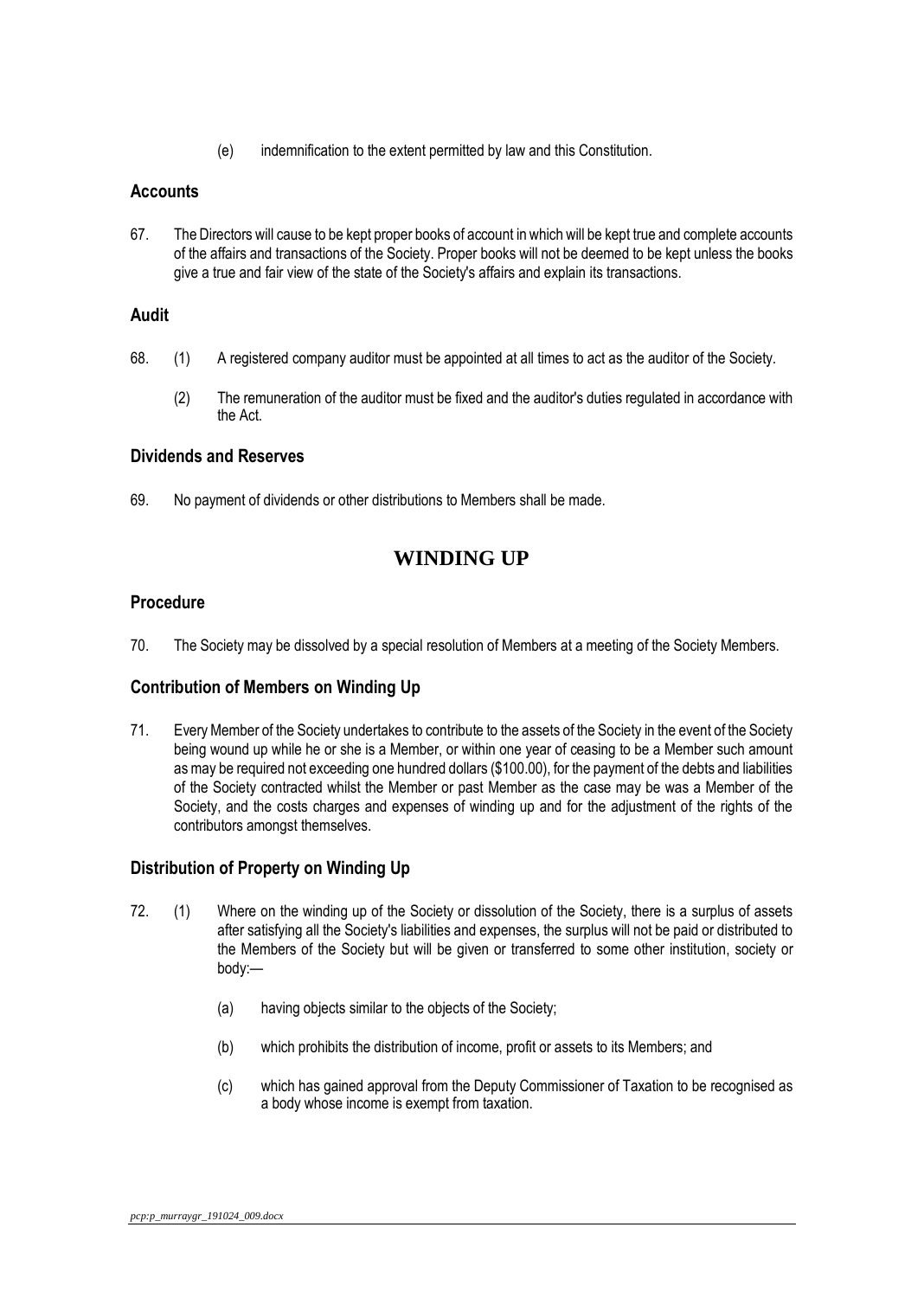(e) indemnification to the extent permitted by law and this Constitution.

### Accounts

67. The Directors will cause to be kept proper books of account in which will be kept true and complete accounts of the affairs and transactions of the Society. Proper books will not be deemed to be kept unless the books give a true and fair view of the state of the Society's affairs and explain its transactions.

### Audit

68. (1) A registered company auditor must be appointed at all times to act as the auditor of the Society.

    (2) The remuneration of the auditor must be fixed and the auditor's duties regulated in accordance with the Act.

### Dividends and Reserves

69. No payment of dividends or other distributions to Members shall be made.

## WINDING UP

### Procedure

70. The Society may be dissolved by a special resolution of Members at a meeting of the Society Members.

### Contribution of Members on Winding Up

71. Every Member of the Society undertakes to contribute to the assets of the Society in the event of the Society being wound up while he or she is a Member, or within one year of ceasing to be a Member such amount as may be required not exceeding one hundred dollars ($100.00), for the payment of the debts and liabilities of the Society contracted whilst the Member or past Member as the case may be was a Member of the Society, and the costs charges and expenses of winding up and for the adjustment of the rights of the contributors amongst themselves.

### Distribution of Property on Winding Up

72. (1) Where on the winding up of the Society or dissolution of the Society, there is a surplus of assets after satisfying all the Society's liabilities and expenses, the surplus will not be paid or distributed to the Members of the Society but will be given or transferred to some other institution, society or body:—

    (a) having objects similar to the objects of the Society;

    (b) which prohibits the distribution of income, profit or assets to its Members; and

    (c) which has gained approval from the Deputy Commissioner of Taxation to be recognised as a body whose income is exempt from taxation.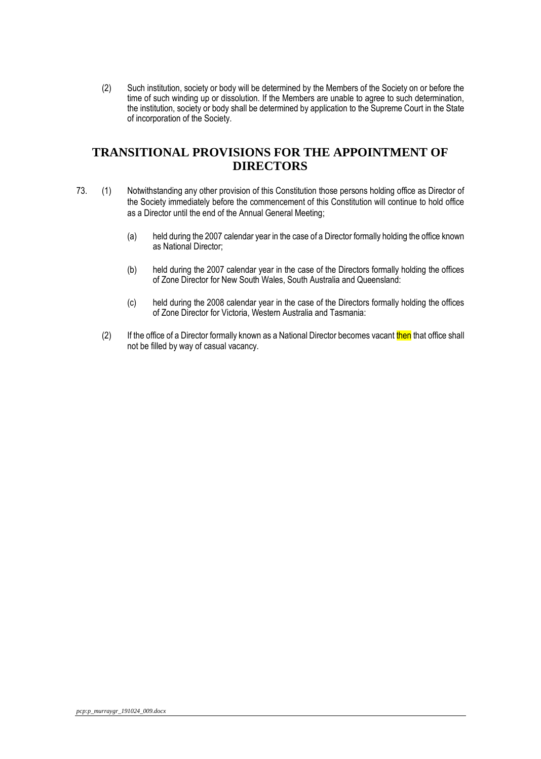(2) Such institution, society or body will be determined by the Members of the Society on or before the time of such winding up or dissolution. If the Members are unable to agree to such determination, the institution, society or body shall be determined by application to the Supreme Court in the State of incorporation of the Society.

## TRANSITIONAL PROVISIONS FOR THE APPOINTMENT OF DIRECTORS

73. (1) Notwithstanding any other provision of this Constitution those persons holding office as Director of the Society immediately before the commencement of this Constitution will continue to hold office as a Director until the end of the Annual General Meeting;

   (a) held during the 2007 calendar year in the case of a Director formally holding the office known as National Director;

   (b) held during the 2007 calendar year in the case of the Directors formally holding the offices of Zone Director for New South Wales, South Australia and Queensland:

   (c) held during the 2008 calendar year in the case of the Directors formally holding the offices of Zone Director for Victoria, Western Australia and Tasmania:

(2) If the office of a Director formally known as a National Director becomes vacant then that office shall not be filled by way of casual vacancy.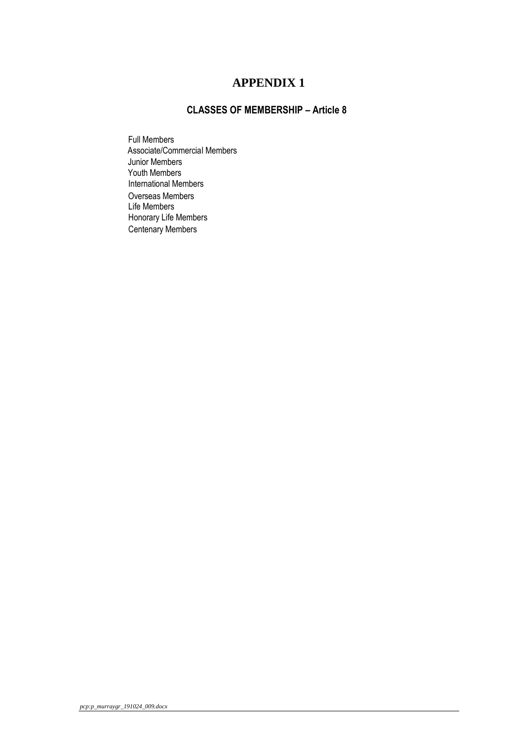# APPENDIX 1

## CLASSES OF MEMBERSHIP – Article 8

Full Members
Associate/Commercial Members
Junior Members
Youth Members
International Members
Overseas Members
Life Members
Honorary Life Members
Centenary Members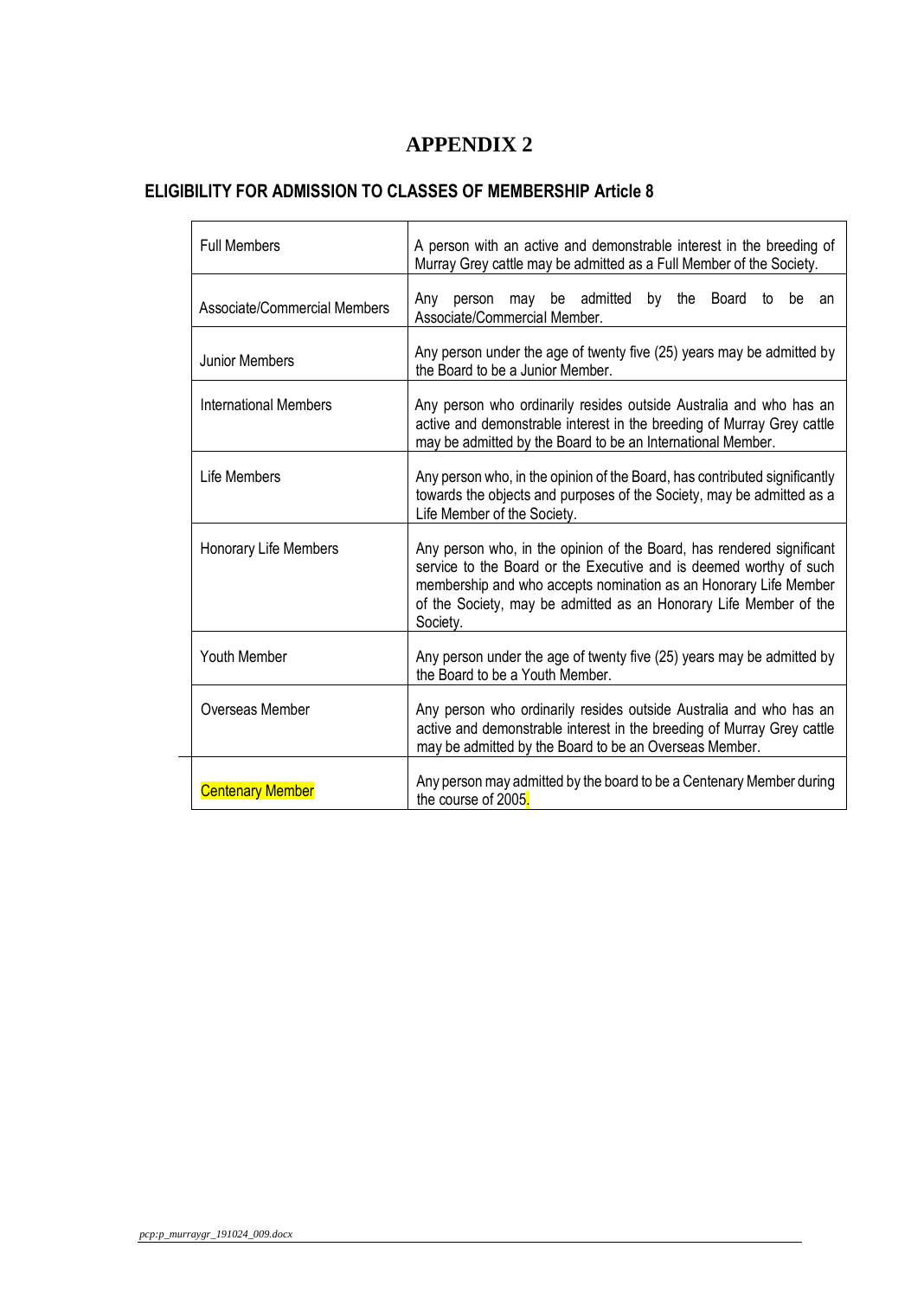# APPENDIX 2

## ELIGIBILITY FOR ADMISSION TO CLASSES OF MEMBERSHIP Article 8

| | |
|---|---|
| Full Members | A person with an active and demonstrable interest in the breeding of Murray Grey cattle may be admitted as a Full Member of the Society. |
| Associate/Commercial Members | Any person may be admitted by the Board to be an Associate/Commercial Member. |
| Junior Members | Any person under the age of twenty five (25) years may be admitted by the Board to be a Junior Member. |
| International Members | Any person who ordinarily resides outside Australia and who has an active and demonstrable interest in the breeding of Murray Grey cattle may be admitted by the Board to be an International Member. |
| Life Members | Any person who, in the opinion of the Board, has contributed significantly towards the objects and purposes of the Society, may be admitted as a Life Member of the Society. |
| Honorary Life Members | Any person who, in the opinion of the Board, has rendered significant service to the Board or the Executive and is deemed worthy of such membership and who accepts nomination as an Honorary Life Member of the Society, may be admitted as an Honorary Life Member of the Society. |
| Youth Member | Any person under the age of twenty five (25) years may be admitted by the Board to be a Youth Member. |
| Overseas Member | Any person who ordinarily resides outside Australia and who has an active and demonstrable interest in the breeding of Murray Grey cattle may be admitted by the Board to be an Overseas Member. |
| Centenary Member | Any person may admitted by the board to be a Centenary Member during the course of 2005. |

*pcp:p_murraygr_191024_009.docx*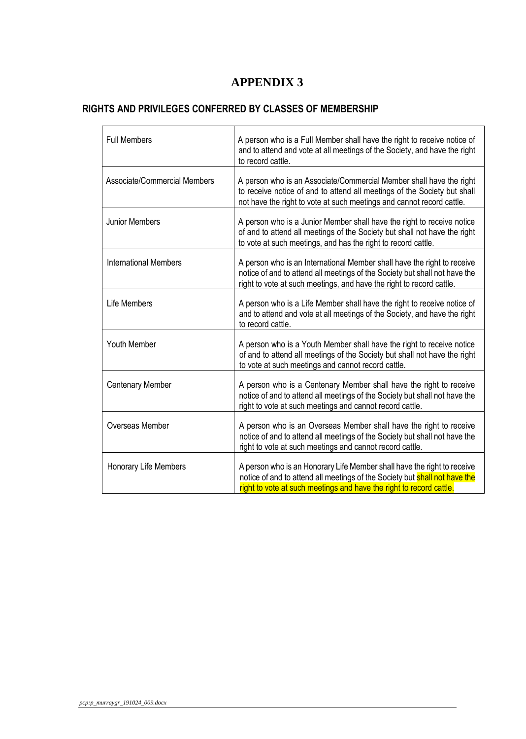# APPENDIX 3

## RIGHTS AND PRIVILEGES CONFERRED BY CLASSES OF MEMBERSHIP

| | |
|---|---|
| Full Members | A person who is a Full Member shall have the right to receive notice of and to attend and vote at all meetings of the Society, and have the right to record cattle. |
| Associate/Commercial Members | A person who is an Associate/Commercial Member shall have the right to receive notice of and to attend all meetings of the Society but shall not have the right to vote at such meetings and cannot record cattle. |
| Junior Members | A person who is a Junior Member shall have the right to receive notice of and to attend all meetings of the Society but shall not have the right to vote at such meetings, and has the right to record cattle. |
| International Members | A person who is an International Member shall have the right to receive notice of and to attend all meetings of the Society but shall not have the right to vote at such meetings, and have the right to record cattle. |
| Life Members | A person who is a Life Member shall have the right to receive notice of and to attend and vote at all meetings of the Society, and have the right to record cattle. |
| Youth Member | A person who is a Youth Member shall have the right to receive notice of and to attend all meetings of the Society but shall not have the right to vote at such meetings and cannot record cattle. |
| Centenary Member | A person who is a Centenary Member shall have the right to receive notice of and to attend all meetings of the Society but shall not have the right to vote at such meetings and cannot record cattle. |
| Overseas Member | A person who is an Overseas Member shall have the right to receive notice of and to attend all meetings of the Society but shall not have the right to vote at such meetings and cannot record cattle. |
| Honorary Life Members | A person who is an Honorary Life Member shall have the right to receive notice of and to attend all meetings of the Society but shall not have the right to vote at such meetings and have the right to record cattle. |

*pcp:p_murraygr_191024_009.docx*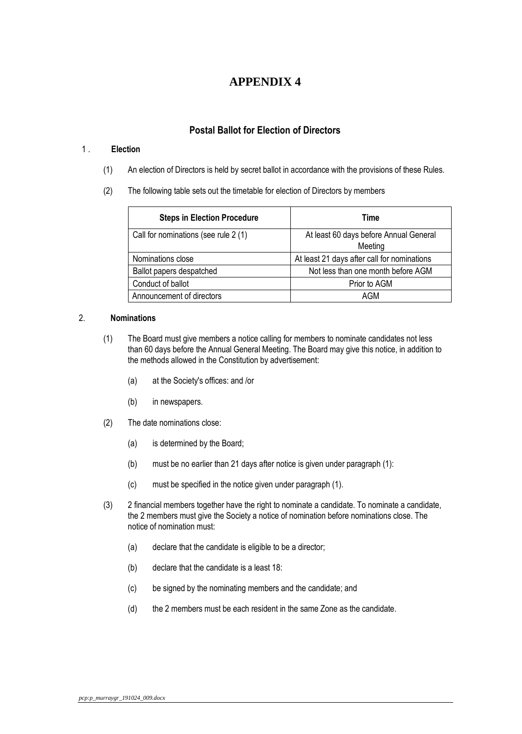# APPENDIX 4

## Postal Ballot for Election of Directors

1 . **Election**

(1) An election of Directors is held by secret ballot in accordance with the provisions of these Rules.

(2) The following table sets out the timetable for election of Directors by members

| Steps in Election Procedure | Time |
|---|---|
| Call for nominations (see rule 2 (1) | At least 60 days before Annual General Meeting |
| Nominations close | At least 21 days after call for nominations |
| Ballot papers despatched | Not less than one month before AGM |
| Conduct of ballot | Prior to AGM |
| Announcement of directors | AGM |

2. **Nominations**

(1) The Board must give members a notice calling for members to nominate candidates not less than 60 days before the Annual General Meeting. The Board may give this notice, in addition to the methods allowed in the Constitution by advertisement:

(a) at the Society's offices: and /or

(b) in newspapers.

(2) The date nominations close:

(a) is determined by the Board;

(b) must be no earlier than 21 days after notice is given under paragraph (1):

(c) must be specified in the notice given under paragraph (1).

(3) 2 financial members together have the right to nominate a candidate. To nominate a candidate, the 2 members must give the Society a notice of nomination before nominations close. The notice of nomination must:

(a) declare that the candidate is eligible to be a director;

(b) declare that the candidate is a least 18:

(c) be signed by the nominating members and the candidate; and

(d) the 2 members must be each resident in the same Zone as the candidate.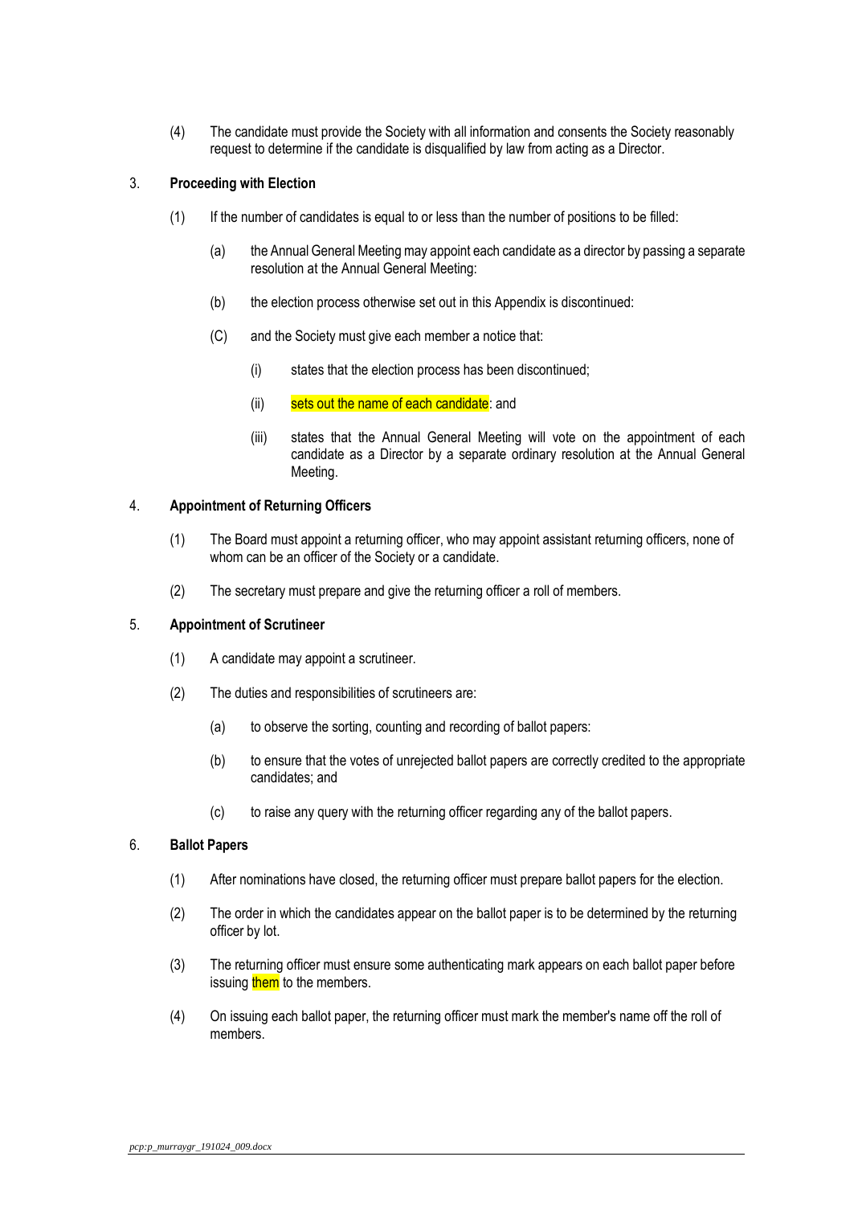(4) The candidate must provide the Society with all information and consents the Society reasonably request to determine if the candidate is disqualified by law from acting as a Director.

3. **Proceeding with Election**

   (1) If the number of candidates is equal to or less than the number of positions to be filled:

      (a) the Annual General Meeting may appoint each candidate as a director by passing a separate resolution at the Annual General Meeting:

      (b) the election process otherwise set out in this Appendix is discontinued:

      (C) and the Society must give each member a notice that:

         (i) states that the election process has been discontinued;

         (ii) sets out the name of each candidate: and

         (iii) states that the Annual General Meeting will vote on the appointment of each candidate as a Director by a separate ordinary resolution at the Annual General Meeting.

4. **Appointment of Returning Officers**

   (1) The Board must appoint a returning officer, who may appoint assistant returning officers, none of whom can be an officer of the Society or a candidate.

   (2) The secretary must prepare and give the returning officer a roll of members.

5. **Appointment of Scrutineer**

   (1) A candidate may appoint a scrutineer.

   (2) The duties and responsibilities of scrutineers are:

      (a) to observe the sorting, counting and recording of ballot papers:

      (b) to ensure that the votes of unrejected ballot papers are correctly credited to the appropriate candidates; and

      (c) to raise any query with the returning officer regarding any of the ballot papers.

6. **Ballot Papers**

   (1) After nominations have closed, the returning officer must prepare ballot papers for the election.

   (2) The order in which the candidates appear on the ballot paper is to be determined by the returning officer by lot.

   (3) The returning officer must ensure some authenticating mark appears on each ballot paper before issuing them to the members.

   (4) On issuing each ballot paper, the returning officer must mark the member's name off the roll of members.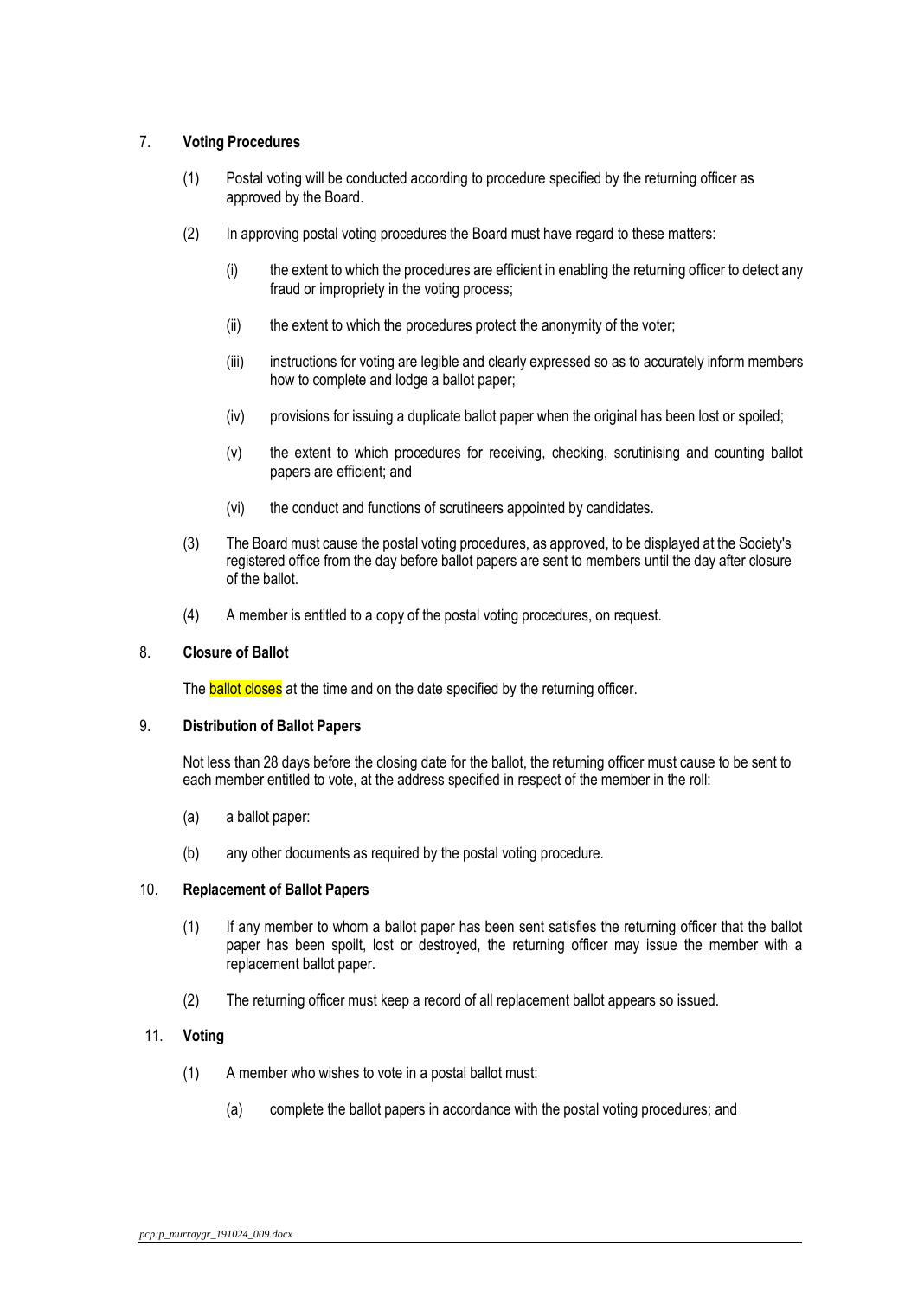7. **Voting Procedures**

   (1) Postal voting will be conducted according to procedure specified by the returning officer as approved by the Board.

   (2) In approving postal voting procedures the Board must have regard to these matters:

      (i) the extent to which the procedures are efficient in enabling the returning officer to detect any fraud or impropriety in the voting process;

      (ii) the extent to which the procedures protect the anonymity of the voter;

      (iii) instructions for voting are legible and clearly expressed so as to accurately inform members how to complete and lodge a ballot paper;

      (iv) provisions for issuing a duplicate ballot paper when the original has been lost or spoiled;

      (v) the extent to which procedures for receiving, checking, scrutinising and counting ballot papers are efficient; and

      (vi) the conduct and functions of scrutineers appointed by candidates.

   (3) The Board must cause the postal voting procedures, as approved, to be displayed at the Society's registered office from the day before ballot papers are sent to members until the day after closure of the ballot.

   (4) A member is entitled to a copy of the postal voting procedures, on request.

8. **Closure of Ballot**

   The ballot closes at the time and on the date specified by the returning officer.

9. **Distribution of Ballot Papers**

   Not less than 28 days before the closing date for the ballot, the returning officer must cause to be sent to each member entitled to vote, at the address specified in respect of the member in the roll:

   (a) a ballot paper:

   (b) any other documents as required by the postal voting procedure.

10. **Replacement of Ballot Papers**

   (1) If any member to whom a ballot paper has been sent satisfies the returning officer that the ballot paper has been spoilt, lost or destroyed, the returning officer may issue the member with a replacement ballot paper.

   (2) The returning officer must keep a record of all replacement ballot appears so issued.

11. **Voting**

   (1) A member who wishes to vote in a postal ballot must:

      (a) complete the ballot papers in accordance with the postal voting procedures; and

*pcp:p_murraygr_191024_009.docx*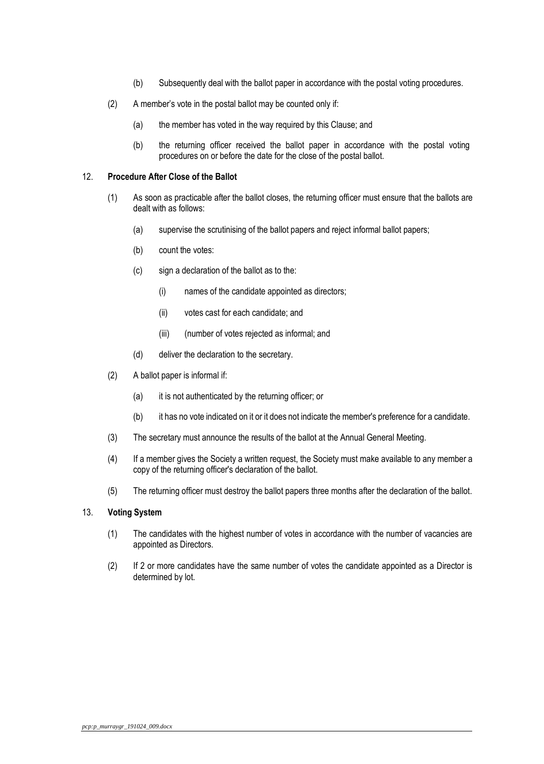(b) Subsequently deal with the ballot paper in accordance with the postal voting procedures.

(2) A member's vote in the postal ballot may be counted only if:

(a) the member has voted in the way required by this Clause; and

(b) the returning officer received the ballot paper in accordance with the postal voting procedures on or before the date for the close of the postal ballot.

12. **Procedure After Close of the Ballot**

(1) As soon as practicable after the ballot closes, the returning officer must ensure that the ballots are dealt with as follows:

(a) supervise the scrutinising of the ballot papers and reject informal ballot papers;

(b) count the votes:

(c) sign a declaration of the ballot as to the:

(i) names of the candidate appointed as directors;

(ii) votes cast for each candidate; and

(iii) (number of votes rejected as informal; and

(d) deliver the declaration to the secretary.

(2) A ballot paper is informal if:

(a) it is not authenticated by the returning officer; or

(b) it has no vote indicated on it or it does not indicate the member's preference for a candidate.

(3) The secretary must announce the results of the ballot at the Annual General Meeting.

(4) If a member gives the Society a written request, the Society must make available to any member a copy of the returning officer's declaration of the ballot.

(5) The returning officer must destroy the ballot papers three months after the declaration of the ballot.

13. **Voting System**

(1) The candidates with the highest number of votes in accordance with the number of vacancies are appointed as Directors.

(2) If 2 or more candidates have the same number of votes the candidate appointed as a Director is determined by lot.